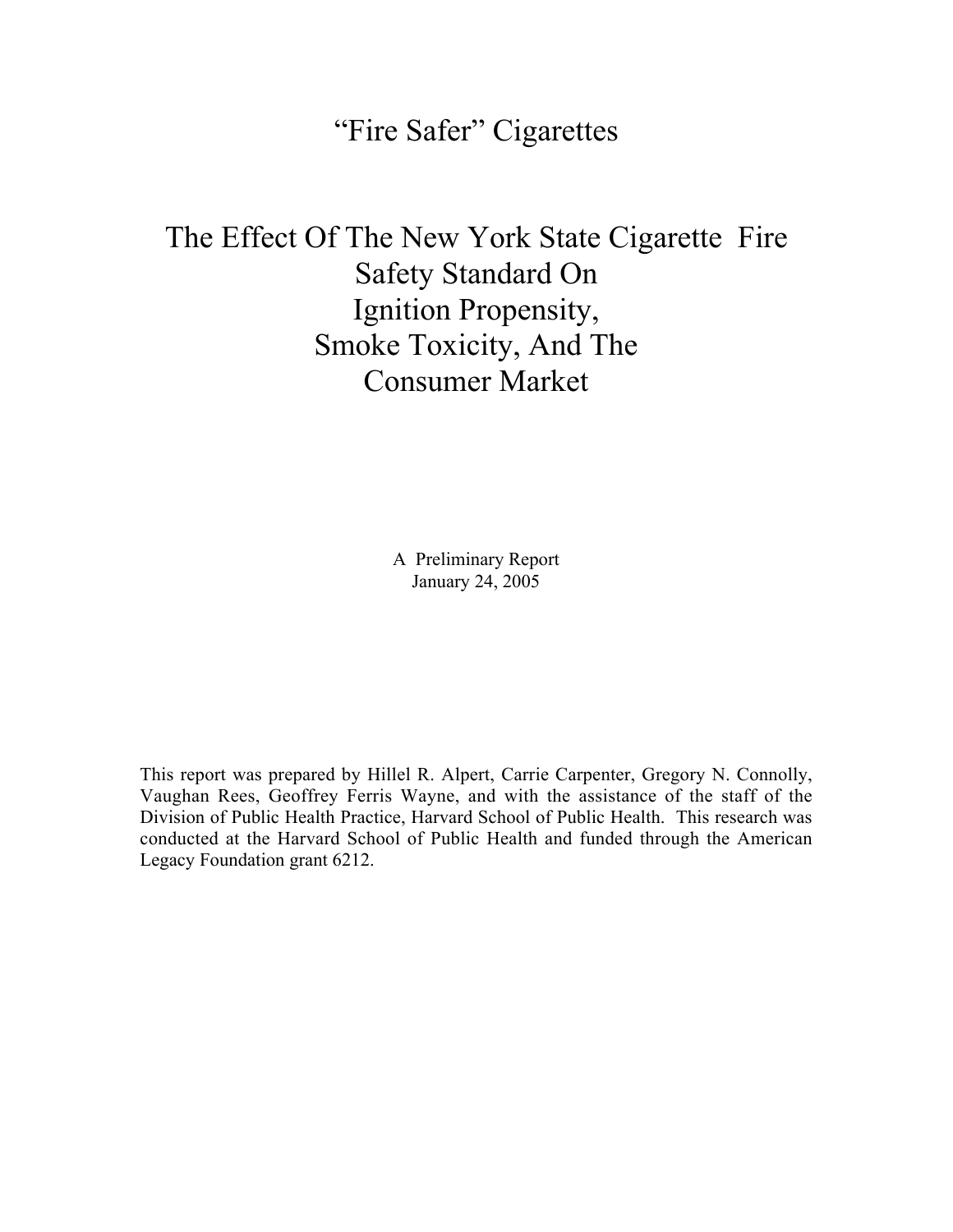# "Fire Safer" Cigarettes

# The Effect Of The New York State Cigarette Fire Safety Standard On Ignition Propensity, Smoke Toxicity, And The Consumer Market

A Preliminary Report
January 24, 2005

This report was prepared by Hillel R. Alpert, Carrie Carpenter, Gregory N. Connolly, Vaughan Rees, Geoffrey Ferris Wayne, and with the assistance of the staff of the Division of Public Health Practice, Harvard School of Public Health. This research was conducted at the Harvard School of Public Health and funded through the American Legacy Foundation grant 6212.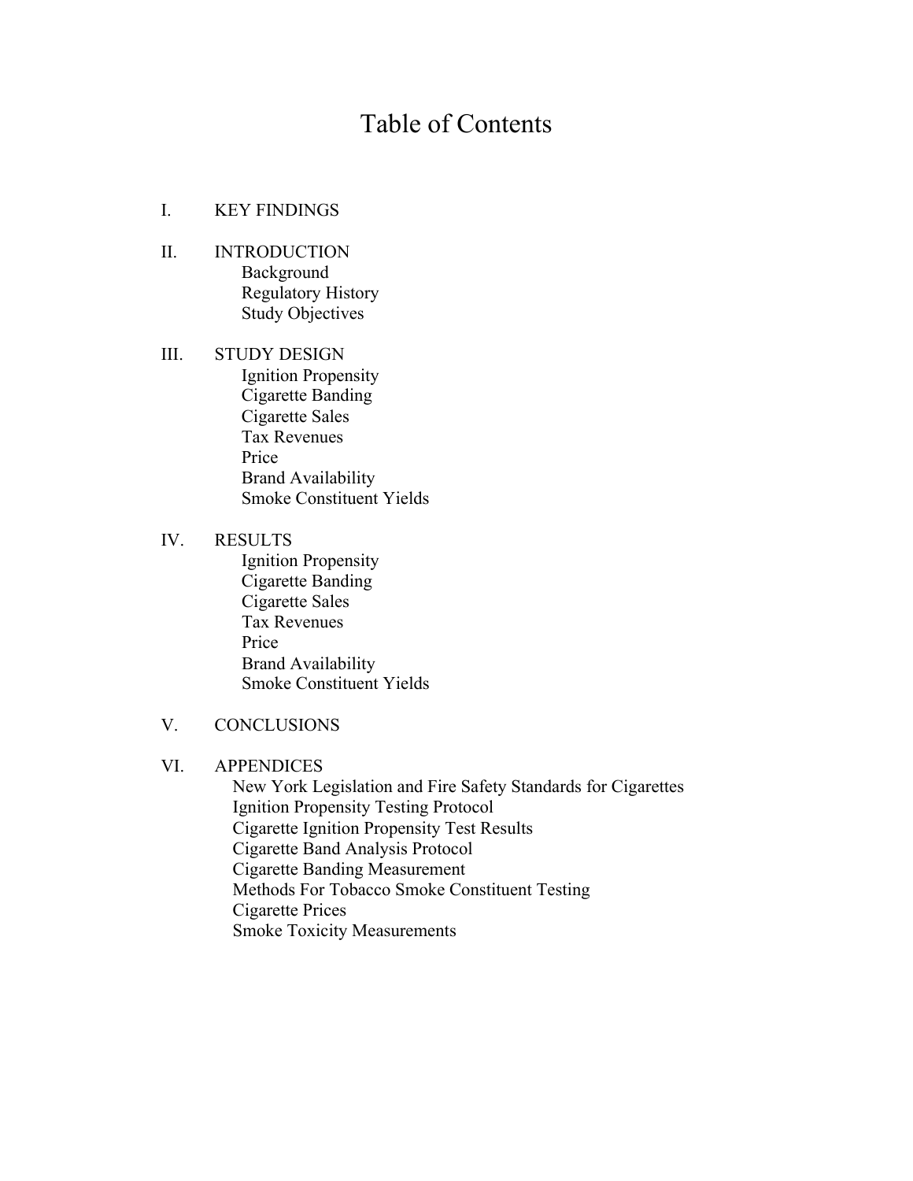# Table of Contents

I. KEY FINDINGS

II. INTRODUCTION
- Background
- Regulatory History
- Study Objectives

III. STUDY DESIGN
- Ignition Propensity
- Cigarette Banding
- Cigarette Sales
- Tax Revenues
- Price
- Brand Availability
- Smoke Constituent Yields

IV. RESULTS
- Ignition Propensity
- Cigarette Banding
- Cigarette Sales
- Tax Revenues
- Price
- Brand Availability
- Smoke Constituent Yields

V. CONCLUSIONS

VI. APPENDICES
- New York Legislation and Fire Safety Standards for Cigarettes
- Ignition Propensity Testing Protocol
- Cigarette Ignition Propensity Test Results
- Cigarette Band Analysis Protocol
- Cigarette Banding Measurement
- Methods For Tobacco Smoke Constituent Testing
- Cigarette Prices
- Smoke Toxicity Measurements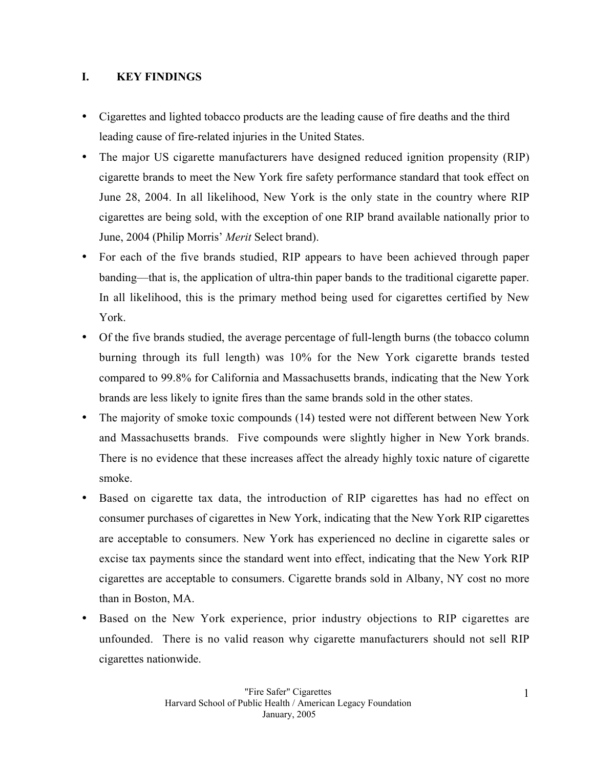# I. KEY FINDINGS

- Cigarettes and lighted tobacco products are the leading cause of fire deaths and the third leading cause of fire-related injuries in the United States.
- The major US cigarette manufacturers have designed reduced ignition propensity (RIP) cigarette brands to meet the New York fire safety performance standard that took effect on June 28, 2004. In all likelihood, New York is the only state in the country where RIP cigarettes are being sold, with the exception of one RIP brand available nationally prior to June, 2004 (Philip Morris' *Merit* Select brand).
- For each of the five brands studied, RIP appears to have been achieved through paper banding—that is, the application of ultra-thin paper bands to the traditional cigarette paper. In all likelihood, this is the primary method being used for cigarettes certified by New York.
- Of the five brands studied, the average percentage of full-length burns (the tobacco column burning through its full length) was 10% for the New York cigarette brands tested compared to 99.8% for California and Massachusetts brands, indicating that the New York brands are less likely to ignite fires than the same brands sold in the other states.
- The majority of smoke toxic compounds (14) tested were not different between New York and Massachusetts brands. Five compounds were slightly higher in New York brands. There is no evidence that these increases affect the already highly toxic nature of cigarette smoke.
- Based on cigarette tax data, the introduction of RIP cigarettes has had no effect on consumer purchases of cigarettes in New York, indicating that the New York RIP cigarettes are acceptable to consumers. New York has experienced no decline in cigarette sales or excise tax payments since the standard went into effect, indicating that the New York RIP cigarettes are acceptable to consumers. Cigarette brands sold in Albany, NY cost no more than in Boston, MA.
- Based on the New York experience, prior industry objections to RIP cigarettes are unfounded. There is no valid reason why cigarette manufacturers should not sell RIP cigarettes nationwide.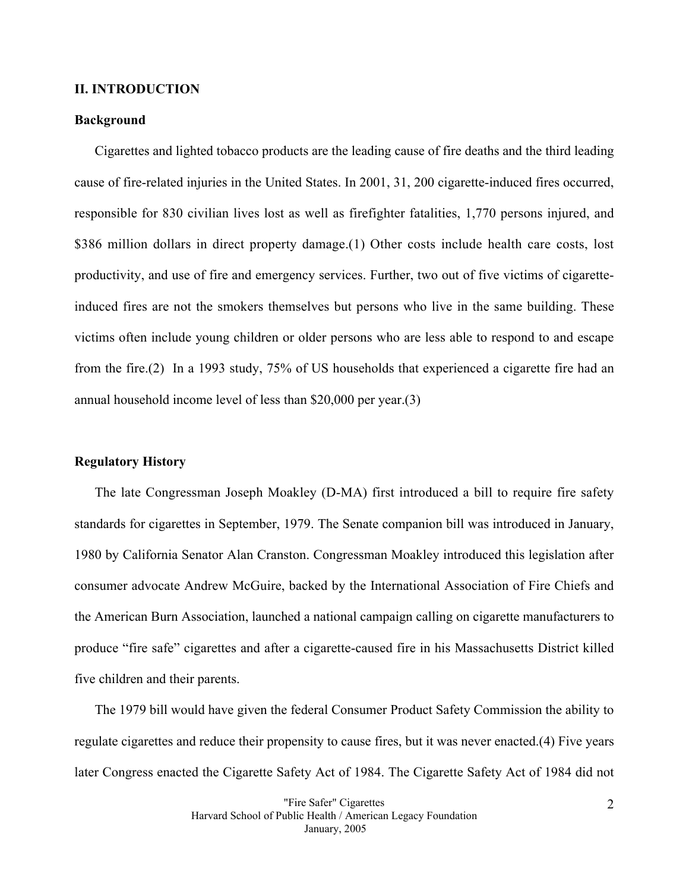## II. INTRODUCTION

### Background

Cigarettes and lighted tobacco products are the leading cause of fire deaths and the third leading cause of fire-related injuries in the United States. In 2001, 31, 200 cigarette-induced fires occurred, responsible for 830 civilian lives lost as well as firefighter fatalities, 1,770 persons injured, and $386 million dollars in direct property damage.(1) Other costs include health care costs, lost productivity, and use of fire and emergency services. Further, two out of five victims of cigarette-induced fires are not the smokers themselves but persons who live in the same building. These victims often include young children or older persons who are less able to respond to and escape from the fire.(2) In a 1993 study, 75% of US households that experienced a cigarette fire had an annual household income level of less than $20,000 per year.(3)

### Regulatory History

The late Congressman Joseph Moakley (D-MA) first introduced a bill to require fire safety standards for cigarettes in September, 1979. The Senate companion bill was introduced in January, 1980 by California Senator Alan Cranston. Congressman Moakley introduced this legislation after consumer advocate Andrew McGuire, backed by the International Association of Fire Chiefs and the American Burn Association, launched a national campaign calling on cigarette manufacturers to produce "fire safe" cigarettes and after a cigarette-caused fire in his Massachusetts District killed five children and their parents.

The 1979 bill would have given the federal Consumer Product Safety Commission the ability to regulate cigarettes and reduce their propensity to cause fires, but it was never enacted.(4) Five years later Congress enacted the Cigarette Safety Act of 1984. The Cigarette Safety Act of 1984 did not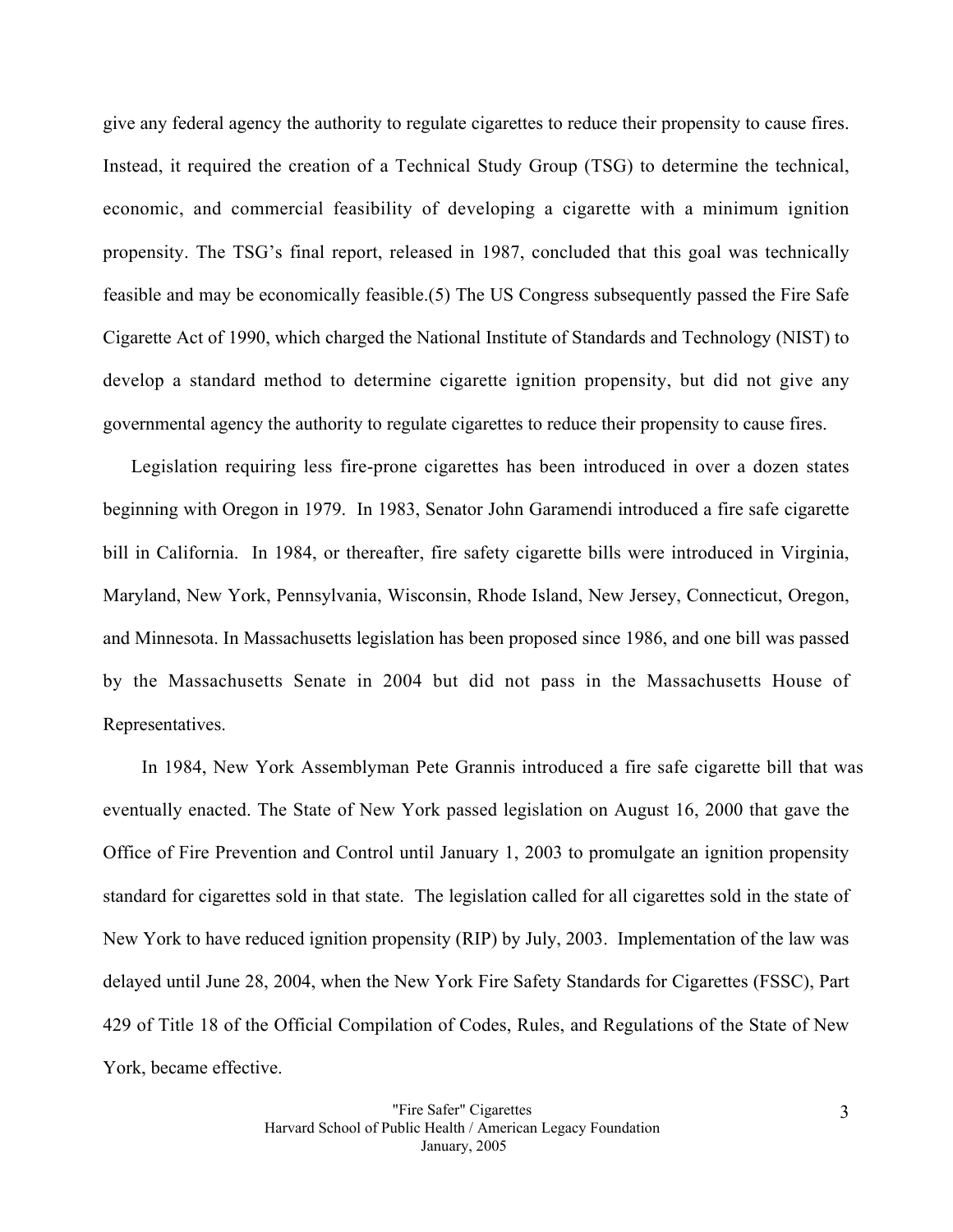give any federal agency the authority to regulate cigarettes to reduce their propensity to cause fires. Instead, it required the creation of a Technical Study Group (TSG) to determine the technical, economic, and commercial feasibility of developing a cigarette with a minimum ignition propensity. The TSG's final report, released in 1987, concluded that this goal was technically feasible and may be economically feasible.(5) The US Congress subsequently passed the Fire Safe Cigarette Act of 1990, which charged the National Institute of Standards and Technology (NIST) to develop a standard method to determine cigarette ignition propensity, but did not give any governmental agency the authority to regulate cigarettes to reduce their propensity to cause fires.

Legislation requiring less fire-prone cigarettes has been introduced in over a dozen states beginning with Oregon in 1979. In 1983, Senator John Garamendi introduced a fire safe cigarette bill in California. In 1984, or thereafter, fire safety cigarette bills were introduced in Virginia, Maryland, New York, Pennsylvania, Wisconsin, Rhode Island, New Jersey, Connecticut, Oregon, and Minnesota. In Massachusetts legislation has been proposed since 1986, and one bill was passed by the Massachusetts Senate in 2004 but did not pass in the Massachusetts House of Representatives.

In 1984, New York Assemblyman Pete Grannis introduced a fire safe cigarette bill that was eventually enacted. The State of New York passed legislation on August 16, 2000 that gave the Office of Fire Prevention and Control until January 1, 2003 to promulgate an ignition propensity standard for cigarettes sold in that state. The legislation called for all cigarettes sold in the state of New York to have reduced ignition propensity (RIP) by July, 2003. Implementation of the law was delayed until June 28, 2004, when the New York Fire Safety Standards for Cigarettes (FSSC), Part 429 of Title 18 of the Official Compilation of Codes, Rules, and Regulations of the State of New York, became effective.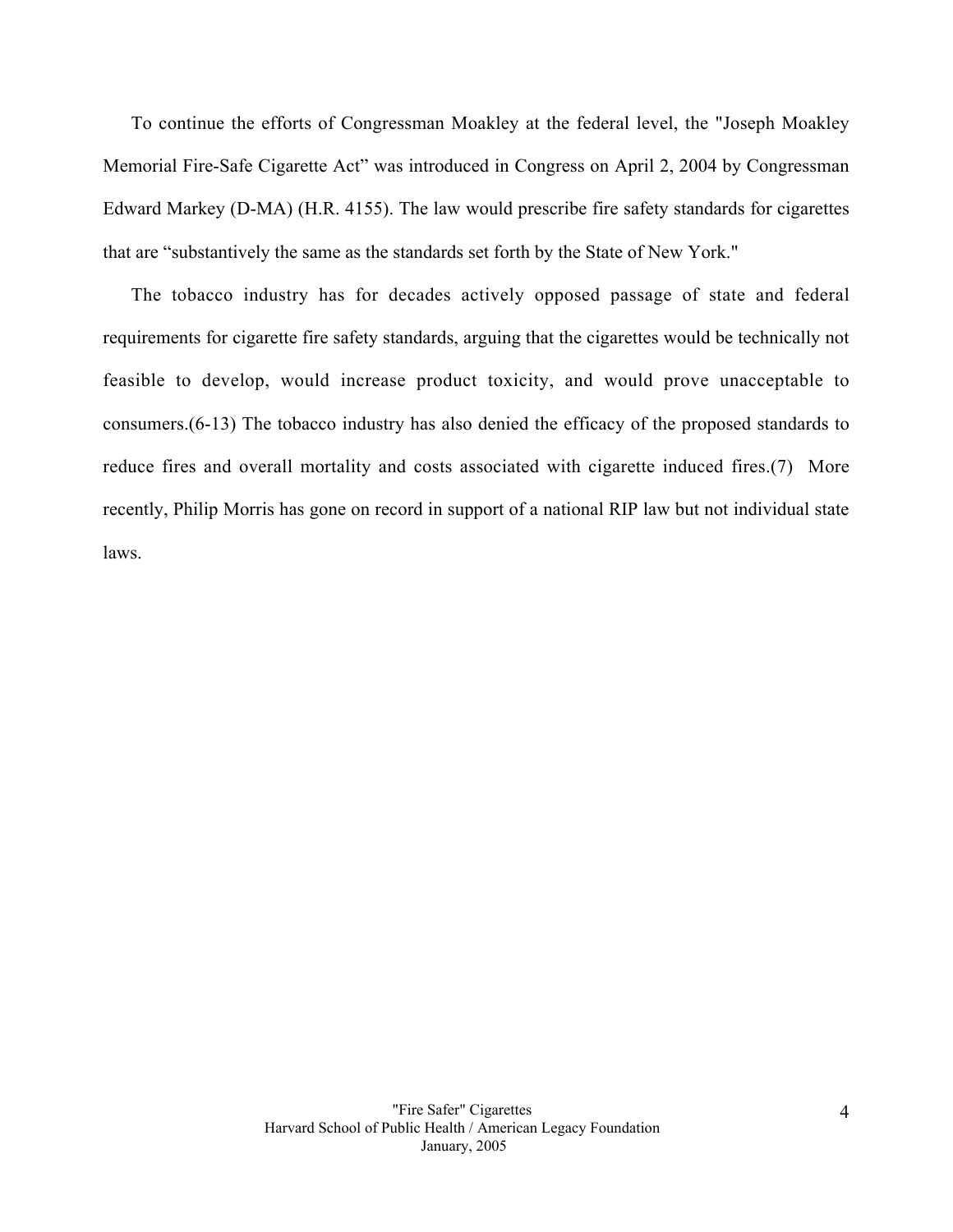To continue the efforts of Congressman Moakley at the federal level, the "Joseph Moakley Memorial Fire-Safe Cigarette Act" was introduced in Congress on April 2, 2004 by Congressman Edward Markey (D-MA) (H.R. 4155). The law would prescribe fire safety standards for cigarettes that are "substantively the same as the standards set forth by the State of New York."

The tobacco industry has for decades actively opposed passage of state and federal requirements for cigarette fire safety standards, arguing that the cigarettes would be technically not feasible to develop, would increase product toxicity, and would prove unacceptable to consumers.(6-13) The tobacco industry has also denied the efficacy of the proposed standards to reduce fires and overall mortality and costs associated with cigarette induced fires.(7) More recently, Philip Morris has gone on record in support of a national RIP law but not individual state laws.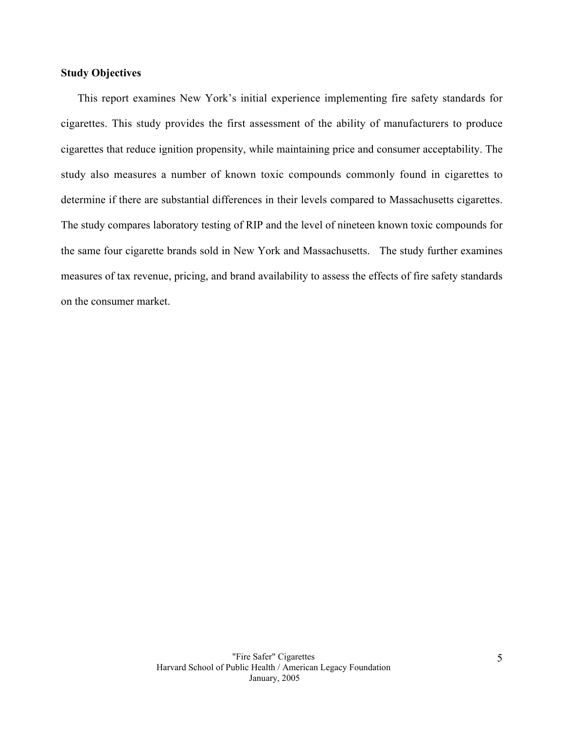**Study Objectives**

This report examines New York's initial experience implementing fire safety standards for cigarettes. This study provides the first assessment of the ability of manufacturers to produce cigarettes that reduce ignition propensity, while maintaining price and consumer acceptability. The study also measures a number of known toxic compounds commonly found in cigarettes to determine if there are substantial differences in their levels compared to Massachusetts cigarettes. The study compares laboratory testing of RIP and the level of nineteen known toxic compounds for the same four cigarette brands sold in New York and Massachusetts. The study further examines measures of tax revenue, pricing, and brand availability to assess the effects of fire safety standards on the consumer market.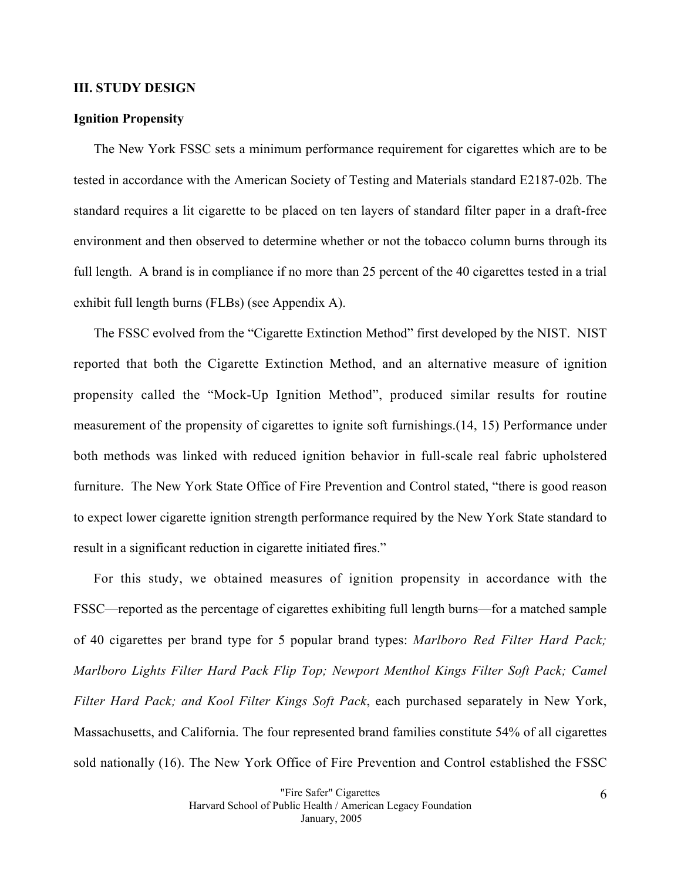## III. STUDY DESIGN

### Ignition Propensity

The New York FSSC sets a minimum performance requirement for cigarettes which are to be tested in accordance with the American Society of Testing and Materials standard E2187-02b. The standard requires a lit cigarette to be placed on ten layers of standard filter paper in a draft-free environment and then observed to determine whether or not the tobacco column burns through its full length. A brand is in compliance if no more than 25 percent of the 40 cigarettes tested in a trial exhibit full length burns (FLBs) (see Appendix A).

The FSSC evolved from the "Cigarette Extinction Method" first developed by the NIST. NIST reported that both the Cigarette Extinction Method, and an alternative measure of ignition propensity called the "Mock-Up Ignition Method", produced similar results for routine measurement of the propensity of cigarettes to ignite soft furnishings.(14, 15) Performance under both methods was linked with reduced ignition behavior in full-scale real fabric upholstered furniture. The New York State Office of Fire Prevention and Control stated, "there is good reason to expect lower cigarette ignition strength performance required by the New York State standard to result in a significant reduction in cigarette initiated fires."

For this study, we obtained measures of ignition propensity in accordance with the FSSC—reported as the percentage of cigarettes exhibiting full length burns—for a matched sample of 40 cigarettes per brand type for 5 popular brand types: *Marlboro Red Filter Hard Pack; Marlboro Lights Filter Hard Pack Flip Top; Newport Menthol Kings Filter Soft Pack; Camel Filter Hard Pack; and Kool Filter Kings Soft Pack*, each purchased separately in New York, Massachusetts, and California. The four represented brand families constitute 54% of all cigarettes sold nationally (16). The New York Office of Fire Prevention and Control established the FSSC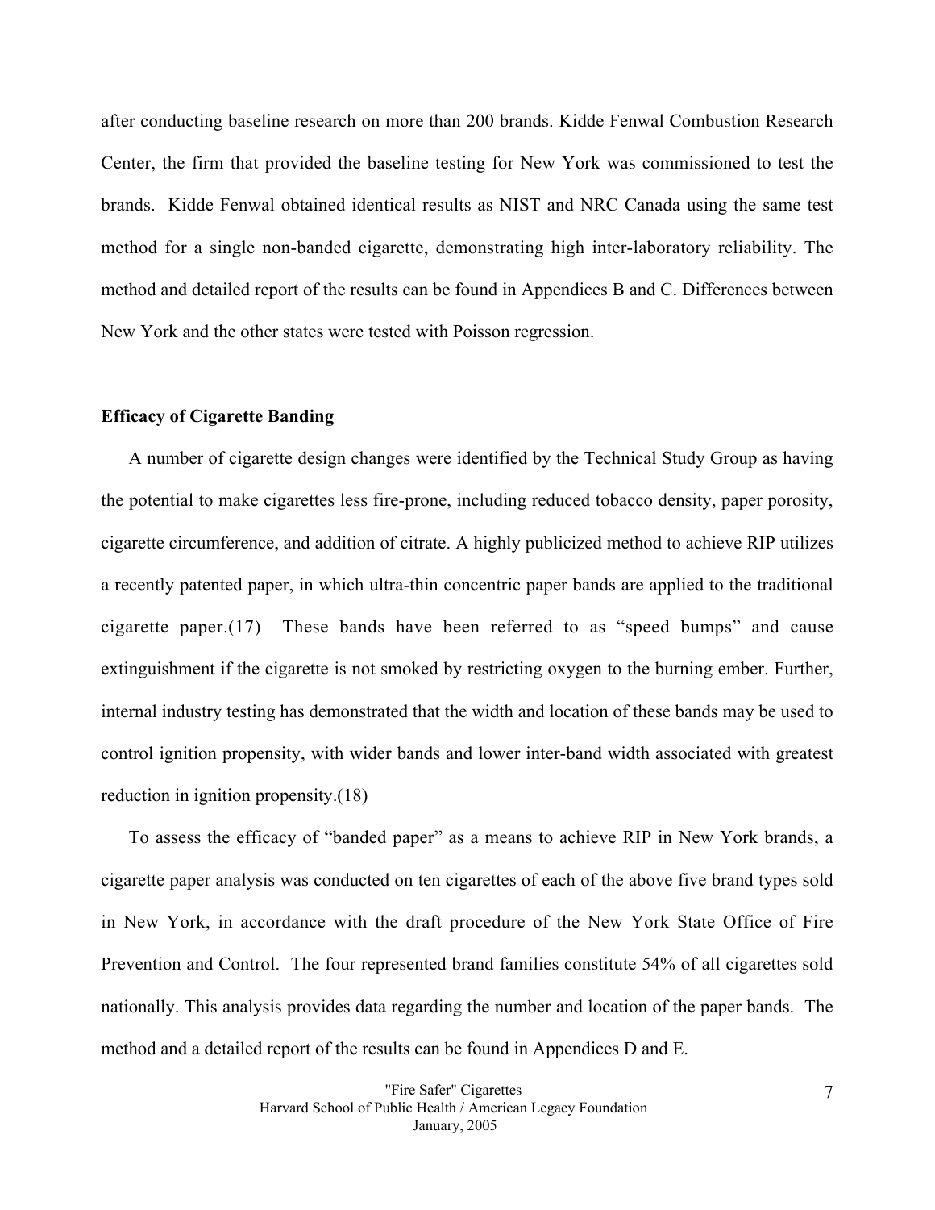after conducting baseline research on more than 200 brands. Kidde Fenwal Combustion Research Center, the firm that provided the baseline testing for New York was commissioned to test the brands. Kidde Fenwal obtained identical results as NIST and NRC Canada using the same test method for a single non-banded cigarette, demonstrating high inter-laboratory reliability. The method and detailed report of the results can be found in Appendices B and C. Differences between New York and the other states were tested with Poisson regression.

**Efficacy of Cigarette Banding**

A number of cigarette design changes were identified by the Technical Study Group as having the potential to make cigarettes less fire-prone, including reduced tobacco density, paper porosity, cigarette circumference, and addition of citrate. A highly publicized method to achieve RIP utilizes a recently patented paper, in which ultra-thin concentric paper bands are applied to the traditional cigarette paper.(17) These bands have been referred to as "speed bumps" and cause extinguishment if the cigarette is not smoked by restricting oxygen to the burning ember. Further, internal industry testing has demonstrated that the width and location of these bands may be used to control ignition propensity, with wider bands and lower inter-band width associated with greatest reduction in ignition propensity.(18)

To assess the efficacy of "banded paper" as a means to achieve RIP in New York brands, a cigarette paper analysis was conducted on ten cigarettes of each of the above five brand types sold in New York, in accordance with the draft procedure of the New York State Office of Fire Prevention and Control. The four represented brand families constitute 54% of all cigarettes sold nationally. This analysis provides data regarding the number and location of the paper bands. The method and a detailed report of the results can be found in Appendices D and E.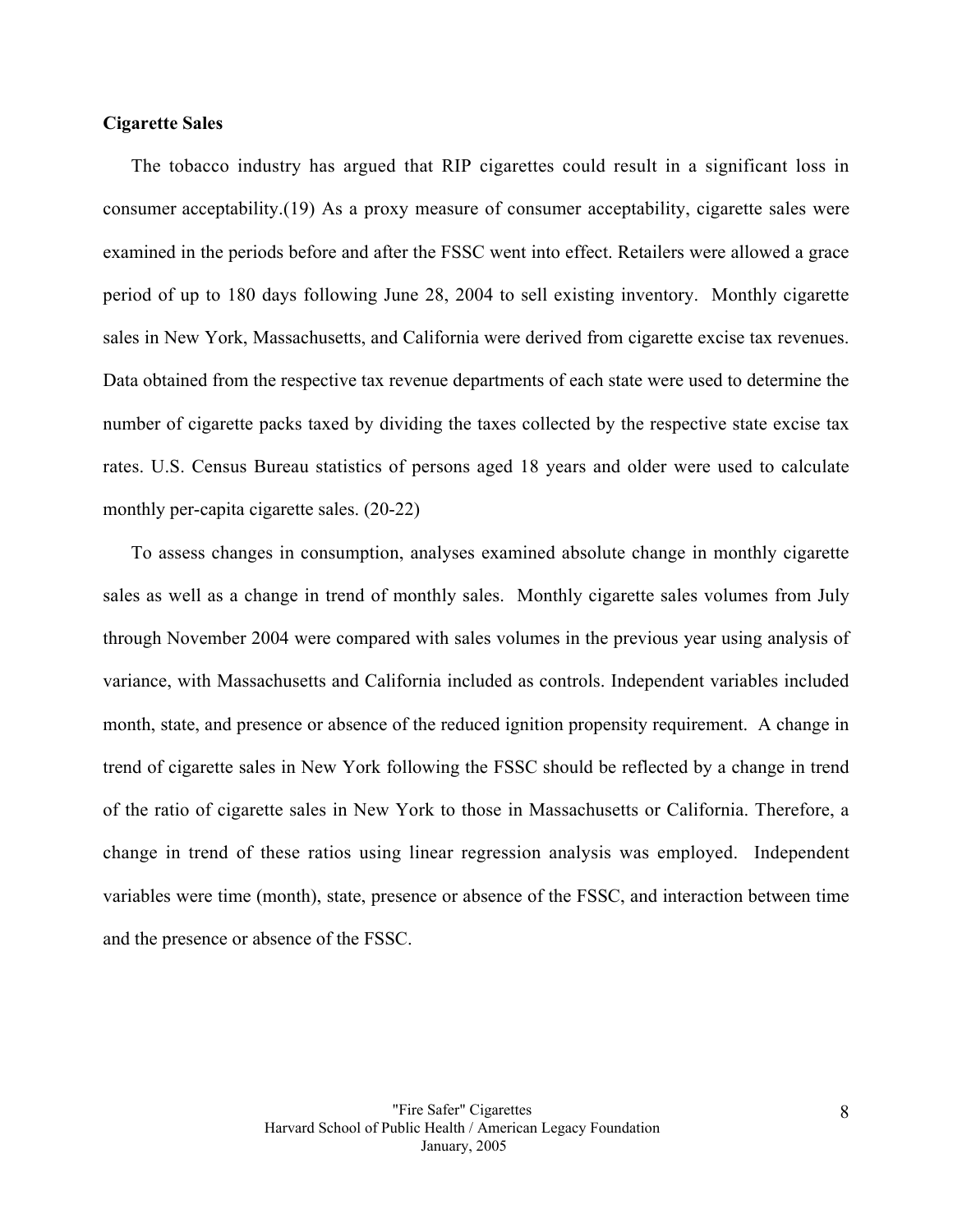### Cigarette Sales

The tobacco industry has argued that RIP cigarettes could result in a significant loss in consumer acceptability.(19) As a proxy measure of consumer acceptability, cigarette sales were examined in the periods before and after the FSSC went into effect. Retailers were allowed a grace period of up to 180 days following June 28, 2004 to sell existing inventory. Monthly cigarette sales in New York, Massachusetts, and California were derived from cigarette excise tax revenues. Data obtained from the respective tax revenue departments of each state were used to determine the number of cigarette packs taxed by dividing the taxes collected by the respective state excise tax rates. U.S. Census Bureau statistics of persons aged 18 years and older were used to calculate monthly per-capita cigarette sales. (20-22)

To assess changes in consumption, analyses examined absolute change in monthly cigarette sales as well as a change in trend of monthly sales. Monthly cigarette sales volumes from July through November 2004 were compared with sales volumes in the previous year using analysis of variance, with Massachusetts and California included as controls. Independent variables included month, state, and presence or absence of the reduced ignition propensity requirement. A change in trend of cigarette sales in New York following the FSSC should be reflected by a change in trend of the ratio of cigarette sales in New York to those in Massachusetts or California. Therefore, a change in trend of these ratios using linear regression analysis was employed. Independent variables were time (month), state, presence or absence of the FSSC, and interaction between time and the presence or absence of the FSSC.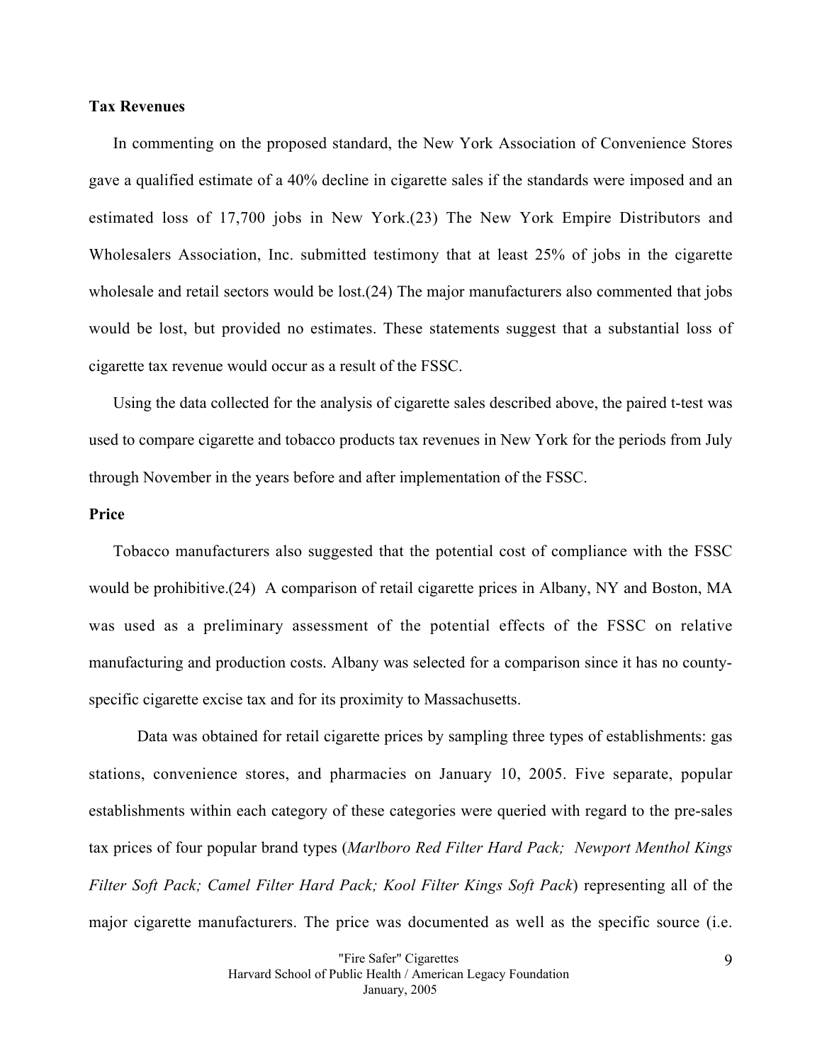**Tax Revenues**

In commenting on the proposed standard, the New York Association of Convenience Stores gave a qualified estimate of a 40% decline in cigarette sales if the standards were imposed and an estimated loss of 17,700 jobs in New York.(23) The New York Empire Distributors and Wholesalers Association, Inc. submitted testimony that at least 25% of jobs in the cigarette wholesale and retail sectors would be lost.(24) The major manufacturers also commented that jobs would be lost, but provided no estimates. These statements suggest that a substantial loss of cigarette tax revenue would occur as a result of the FSSC.

Using the data collected for the analysis of cigarette sales described above, the paired t-test was used to compare cigarette and tobacco products tax revenues in New York for the periods from July through November in the years before and after implementation of the FSSC.

**Price**

Tobacco manufacturers also suggested that the potential cost of compliance with the FSSC would be prohibitive.(24) A comparison of retail cigarette prices in Albany, NY and Boston, MA was used as a preliminary assessment of the potential effects of the FSSC on relative manufacturing and production costs. Albany was selected for a comparison since it has no county-specific cigarette excise tax and for its proximity to Massachusetts.

Data was obtained for retail cigarette prices by sampling three types of establishments: gas stations, convenience stores, and pharmacies on January 10, 2005. Five separate, popular establishments within each category of these categories were queried with regard to the pre-sales tax prices of four popular brand types (*Marlboro Red Filter Hard Pack; Newport Menthol Kings Filter Soft Pack; Camel Filter Hard Pack; Kool Filter Kings Soft Pack*) representing all of the major cigarette manufacturers. The price was documented as well as the specific source (i.e.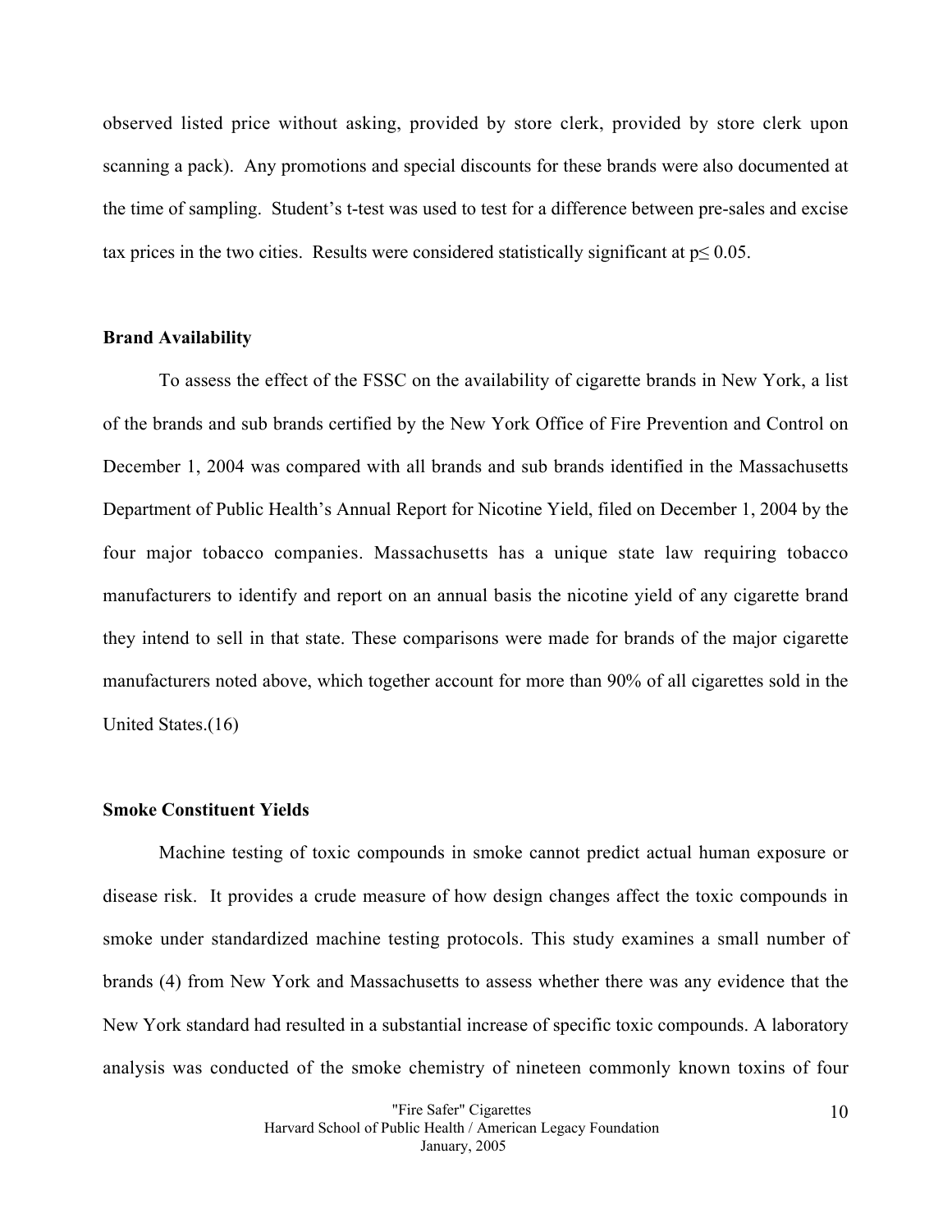observed listed price without asking, provided by store clerk, provided by store clerk upon scanning a pack). Any promotions and special discounts for these brands were also documented at the time of sampling. Student's t-test was used to test for a difference between pre-sales and excise tax prices in the two cities. Results were considered statistically significant at $p \leq 0.05$.

**Brand Availability**

To assess the effect of the FSSC on the availability of cigarette brands in New York, a list of the brands and sub brands certified by the New York Office of Fire Prevention and Control on December 1, 2004 was compared with all brands and sub brands identified in the Massachusetts Department of Public Health's Annual Report for Nicotine Yield, filed on December 1, 2004 by the four major tobacco companies. Massachusetts has a unique state law requiring tobacco manufacturers to identify and report on an annual basis the nicotine yield of any cigarette brand they intend to sell in that state. These comparisons were made for brands of the major cigarette manufacturers noted above, which together account for more than 90% of all cigarettes sold in the United States.(16)

**Smoke Constituent Yields**

Machine testing of toxic compounds in smoke cannot predict actual human exposure or disease risk. It provides a crude measure of how design changes affect the toxic compounds in smoke under standardized machine testing protocols. This study examines a small number of brands (4) from New York and Massachusetts to assess whether there was any evidence that the New York standard had resulted in a substantial increase of specific toxic compounds. A laboratory analysis was conducted of the smoke chemistry of nineteen commonly known toxins of four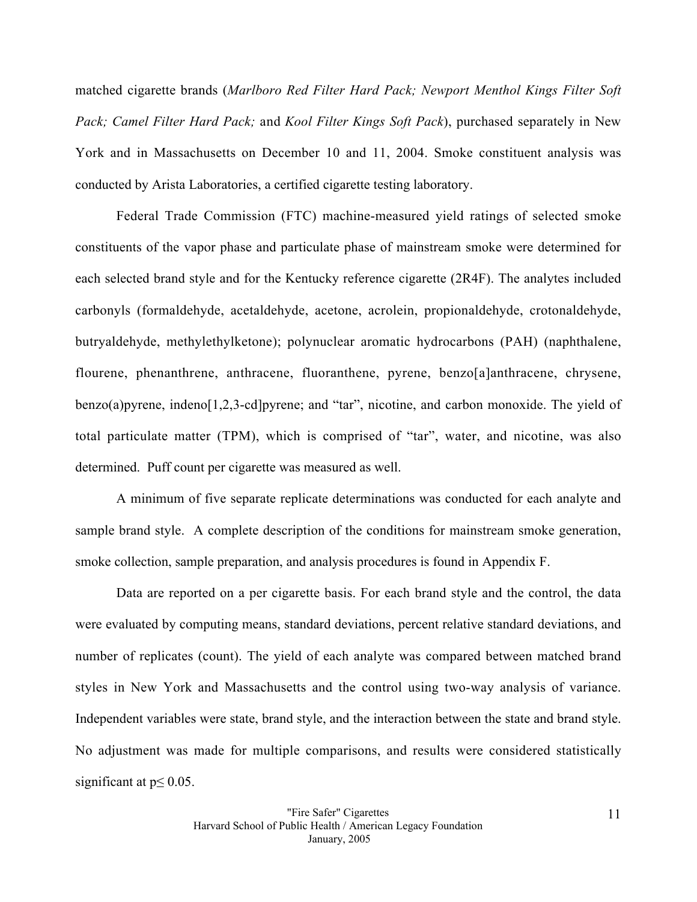matched cigarette brands (*Marlboro Red Filter Hard Pack; Newport Menthol Kings Filter Soft Pack; Camel Filter Hard Pack;* and *Kool Filter Kings Soft Pack*), purchased separately in New York and in Massachusetts on December 10 and 11, 2004. Smoke constituent analysis was conducted by Arista Laboratories, a certified cigarette testing laboratory.

Federal Trade Commission (FTC) machine-measured yield ratings of selected smoke constituents of the vapor phase and particulate phase of mainstream smoke were determined for each selected brand style and for the Kentucky reference cigarette (2R4F). The analytes included carbonyls (formaldehyde, acetaldehyde, acetone, acrolein, propionaldehyde, crotonaldehyde, butryaldehyde, methylethylketone); polynuclear aromatic hydrocarbons (PAH) (naphthalene, flourene, phenanthrene, anthracene, fluoranthene, pyrene, benzo[a]anthracene, chrysene, benzo(a)pyrene, indeno[1,2,3-cd]pyrene; and "tar", nicotine, and carbon monoxide. The yield of total particulate matter (TPM), which is comprised of "tar", water, and nicotine, was also determined. Puff count per cigarette was measured as well.

A minimum of five separate replicate determinations was conducted for each analyte and sample brand style. A complete description of the conditions for mainstream smoke generation, smoke collection, sample preparation, and analysis procedures is found in Appendix F.

Data are reported on a per cigarette basis. For each brand style and the control, the data were evaluated by computing means, standard deviations, percent relative standard deviations, and number of replicates (count). The yield of each analyte was compared between matched brand styles in New York and Massachusetts and the control using two-way analysis of variance. Independent variables were state, brand style, and the interaction between the state and brand style. No adjustment was made for multiple comparisons, and results were considered statistically significant at $p \leq 0.05$.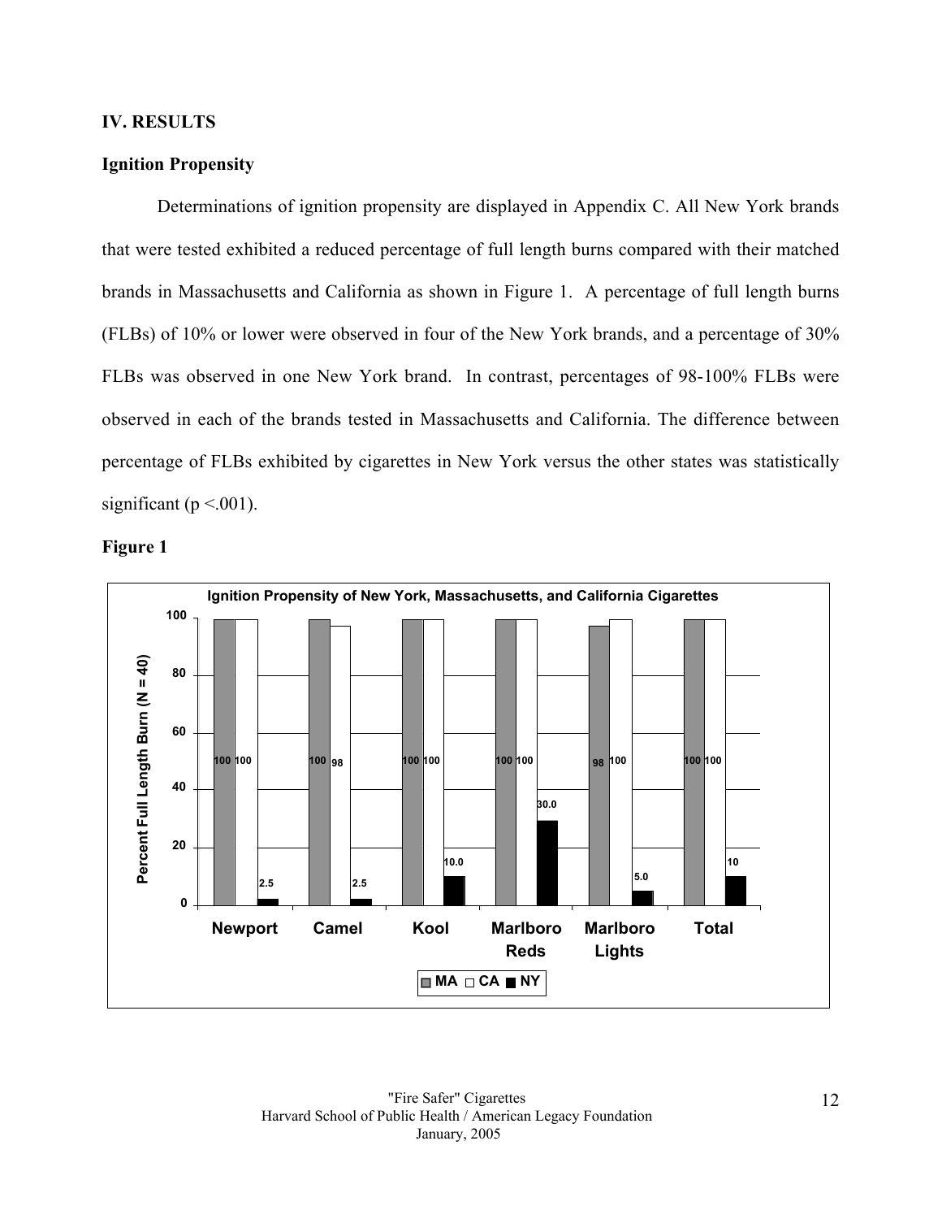## IV. RESULTS

### Ignition Propensity

Determinations of ignition propensity are displayed in Appendix C. All New York brands that were tested exhibited a reduced percentage of full length burns compared with their matched brands in Massachusetts and California as shown in Figure 1. A percentage of full length burns (FLBs) of 10% or lower were observed in four of the New York brands, and a percentage of 30% FLBs was observed in one New York brand. In contrast, percentages of 98-100% FLBs were observed in each of the brands tested in Massachusetts and California. The difference between percentage of FLBs exhibited by cigarettes in New York versus the other states was statistically significant ($p < .001$).

**Figure 1**

**Ignition Propensity of New York, Massachusetts, and California Cigarettes**

Percent Full Length Burn (N = 40)

| | MA | CA | NY |
|---|---|---|---|
| Newport | 100 | 100 | 2.5 |
| Camel | 100 | 98 | 2.5 |
| Kool | 100 | 100 | 10.0 |
| Marlboro Reds | 100 | 100 | 30.0 |
| Marlboro Lights | 98 | 100 | 5.0 |
| Total | 100 | 100 | 10 |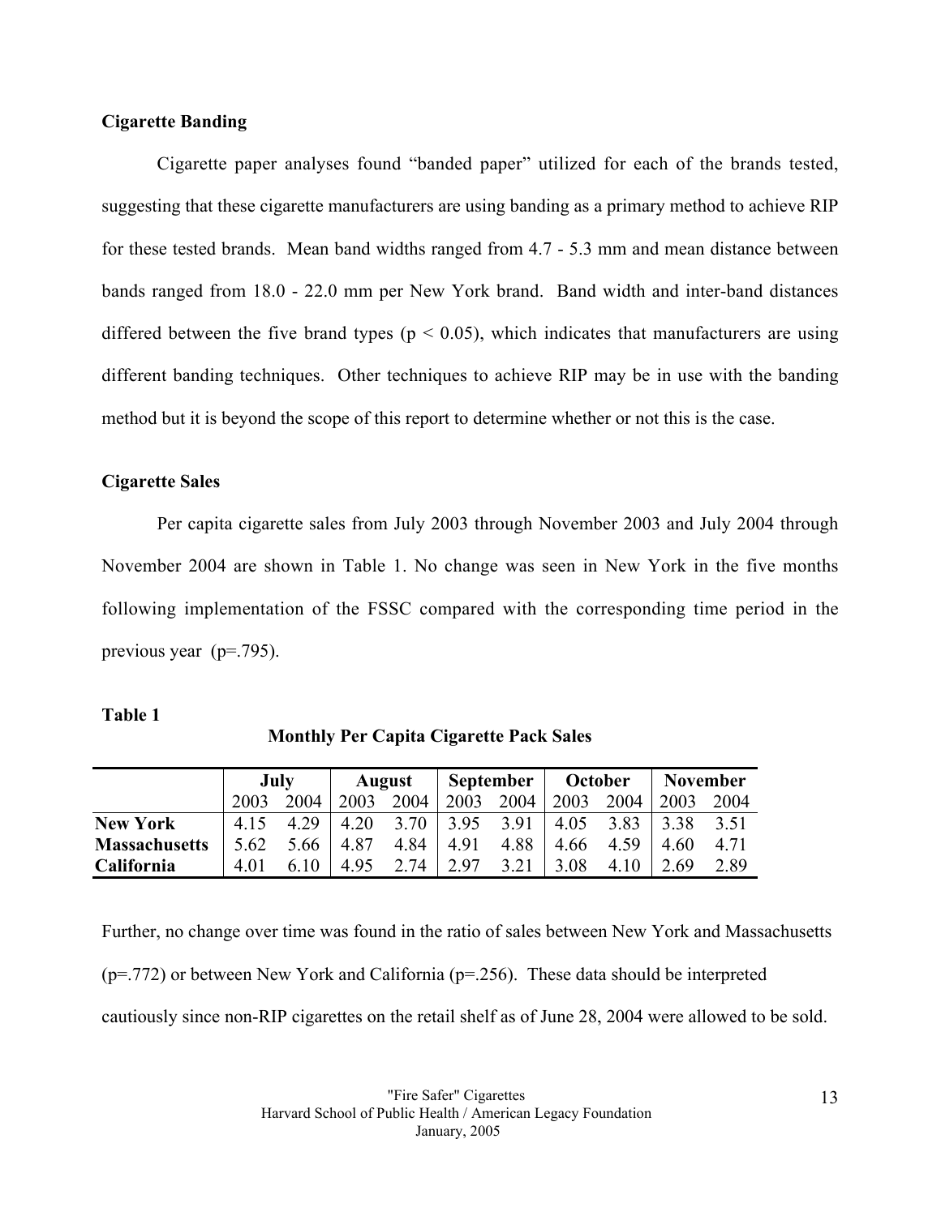### Cigarette Banding

Cigarette paper analyses found "banded paper" utilized for each of the brands tested, suggesting that these cigarette manufacturers are using banding as a primary method to achieve RIP for these tested brands. Mean band widths ranged from 4.7 - 5.3 mm and mean distance between bands ranged from 18.0 - 22.0 mm per New York brand. Band width and inter-band distances differed between the five brand types ($p < 0.05$), which indicates that manufacturers are using different banding techniques. Other techniques to achieve RIP may be in use with the banding method but it is beyond the scope of this report to determine whether or not this is the case.

### Cigarette Sales

Per capita cigarette sales from July 2003 through November 2003 and July 2004 through November 2004 are shown in Table 1. No change was seen in New York in the five months following implementation of the FSSC compared with the corresponding time period in the previous year ($p=.795$).

**Table 1**

**Monthly Per Capita Cigarette Pack Sales**

| | July | | August | | September | | October | | November | |
|---|---|---|---|---|---|---|---|---|---|---|
| | 2003 | 2004 | 2003 | 2004 | 2003 | 2004 | 2003 | 2004 | 2003 | 2004 |
| **New York** | 4.15 | 4.29 | 4.20 | 3.70 | 3.95 | 3.91 | 4.05 | 3.83 | 3.38 | 3.51 |
| **Massachusetts** | 5.62 | 5.66 | 4.87 | 4.84 | 4.91 | 4.88 | 4.66 | 4.59 | 4.60 | 4.71 |
| **California** | 4.01 | 6.10 | 4.95 | 2.74 | 2.97 | 3.21 | 3.08 | 4.10 | 2.69 | 2.89 |

Further, no change over time was found in the ratio of sales between New York and Massachusetts ($p=.772$) or between New York and California ($p=.256$). These data should be interpreted cautiously since non-RIP cigarettes on the retail shelf as of June 28, 2004 were allowed to be sold.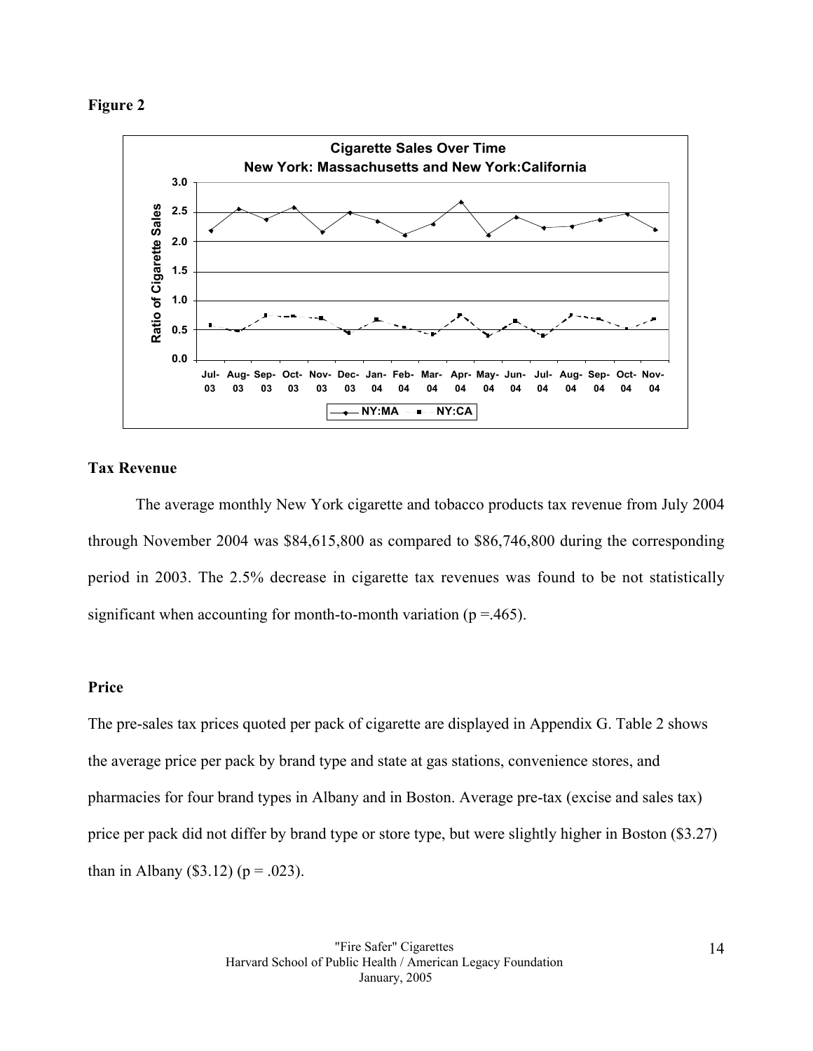**Figure 2**

**Tax Revenue**

The average monthly New York cigarette and tobacco products tax revenue from July 2004 through November 2004 was $84,615,800 as compared to $86,746,800 during the corresponding period in 2003. The 2.5% decrease in cigarette tax revenues was found to be not statistically significant when accounting for month-to-month variation (p =.465).

**Price**

The pre-sales tax prices quoted per pack of cigarette are displayed in Appendix G. Table 2 shows the average price per pack by brand type and state at gas stations, convenience stores, and pharmacies for four brand types in Albany and in Boston. Average pre-tax (excise and sales tax) price per pack did not differ by brand type or store type, but were slightly higher in Boston ($3.27) than in Albany ($3.12) (p = .023).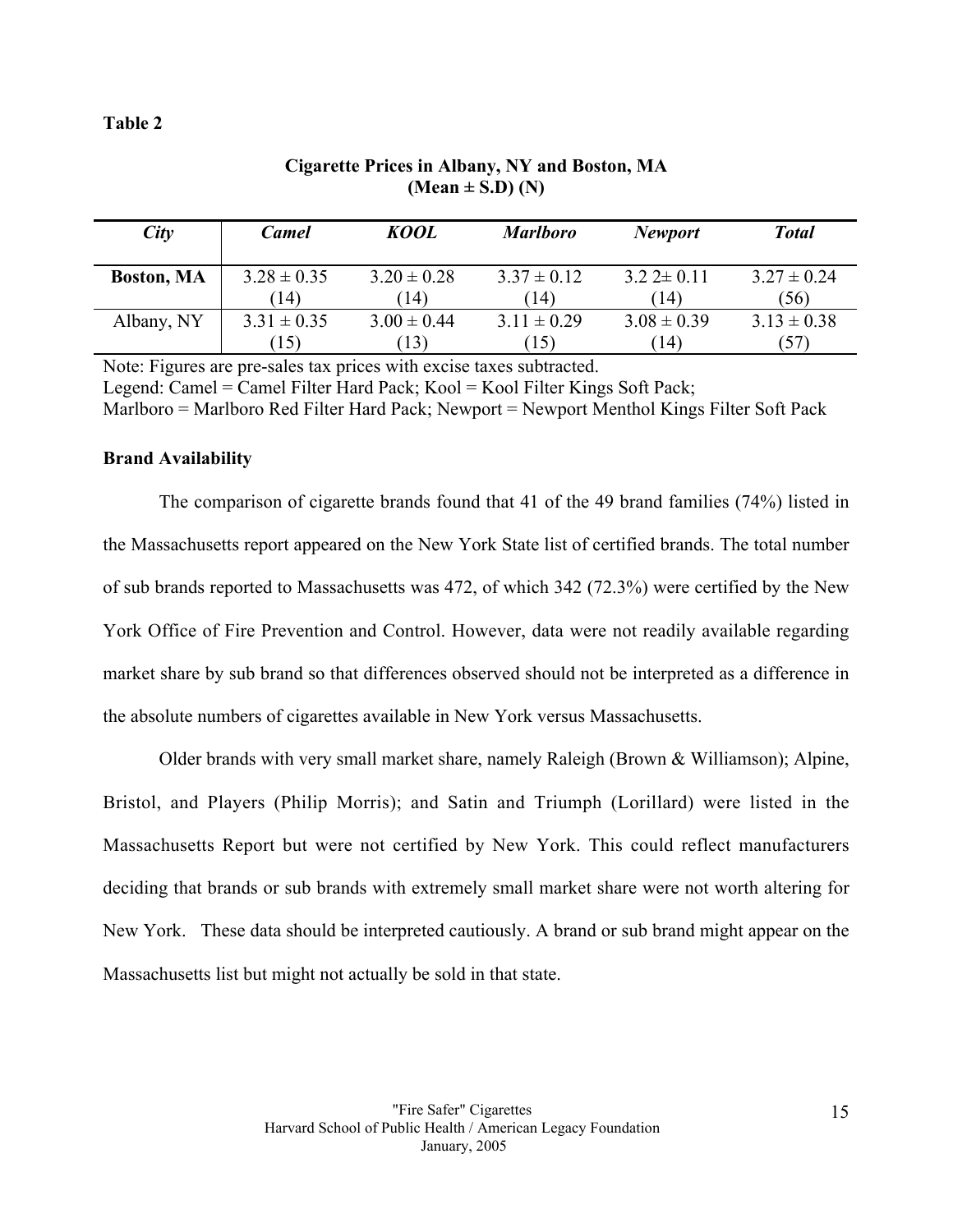**Table 2**

**Cigarette Prices in Albany, NY and Boston, MA**
**(Mean ± S.D) (N)**

| *City* | *Camel* | *KOOL* | *Marlboro* | *Newport* | *Total* |
|---|---|---|---|---|---|
| **Boston, MA** | 3.28 ± 0.35 (14) | 3.20 ± 0.28 (14) | 3.37 ± 0.12 (14) | 3.2 2± 0.11 (14) | 3.27 ± 0.24 (56) |
| Albany, NY | 3.31 ± 0.35 (15) | 3.00 ± 0.44 (13) | 3.11 ± 0.29 (15) | 3.08 ± 0.39 (14) | 3.13 ± 0.38 (57) |

Note: Figures are pre-sales tax prices with excise taxes subtracted.
Legend: Camel = Camel Filter Hard Pack; Kool = Kool Filter Kings Soft Pack;
Marlboro = Marlboro Red Filter Hard Pack; Newport = Newport Menthol Kings Filter Soft Pack

**Brand Availability**

The comparison of cigarette brands found that 41 of the 49 brand families (74%) listed in the Massachusetts report appeared on the New York State list of certified brands. The total number of sub brands reported to Massachusetts was 472, of which 342 (72.3%) were certified by the New York Office of Fire Prevention and Control. However, data were not readily available regarding market share by sub brand so that differences observed should not be interpreted as a difference in the absolute numbers of cigarettes available in New York versus Massachusetts.

Older brands with very small market share, namely Raleigh (Brown & Williamson); Alpine, Bristol, and Players (Philip Morris); and Satin and Triumph (Lorillard) were listed in the Massachusetts Report but were not certified by New York. This could reflect manufacturers deciding that brands or sub brands with extremely small market share were not worth altering for New York. These data should be interpreted cautiously. A brand or sub brand might appear on the Massachusetts list but might not actually be sold in that state.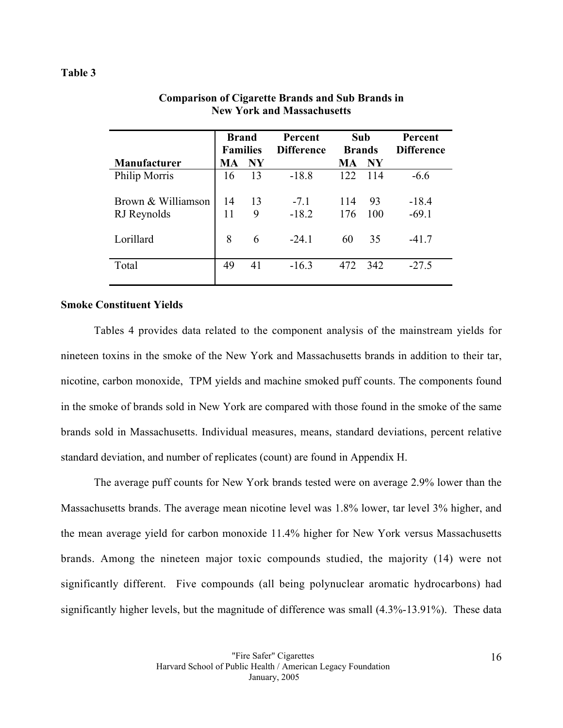**Table 3**

**Comparison of Cigarette Brands and Sub Brands in New York and Massachusetts**

| Manufacturer | Brand Families MA | Brand Families NY | Percent Difference | Sub Brands MA | Sub Brands NY | Percent Difference |
|---|---|---|---|---|---|---|
| Philip Morris | 16 | 13 | -18.8 | 122 | 114 | -6.6 |
| Brown & Williamson | 14 | 13 | -7.1 | 114 | 93 | -18.4 |
| RJ Reynolds | 11 | 9 | -18.2 | 176 | 100 | -69.1 |
| Lorillard | 8 | 6 | -24.1 | 60 | 35 | -41.7 |
| Total | 49 | 41 | -16.3 | 472 | 342 | -27.5 |

**Smoke Constituent Yields**

Tables 4 provides data related to the component analysis of the mainstream yields for nineteen toxins in the smoke of the New York and Massachusetts brands in addition to their tar, nicotine, carbon monoxide, TPM yields and machine smoked puff counts. The components found in the smoke of brands sold in New York are compared with those found in the smoke of the same brands sold in Massachusetts. Individual measures, means, standard deviations, percent relative standard deviation, and number of replicates (count) are found in Appendix H.

The average puff counts for New York brands tested were on average 2.9% lower than the Massachusetts brands. The average mean nicotine level was 1.8% lower, tar level 3% higher, and the mean average yield for carbon monoxide 11.4% higher for New York versus Massachusetts brands. Among the nineteen major toxic compounds studied, the majority (14) were not significantly different. Five compounds (all being polynuclear aromatic hydrocarbons) had significantly higher levels, but the magnitude of difference was small (4.3%-13.91%). These data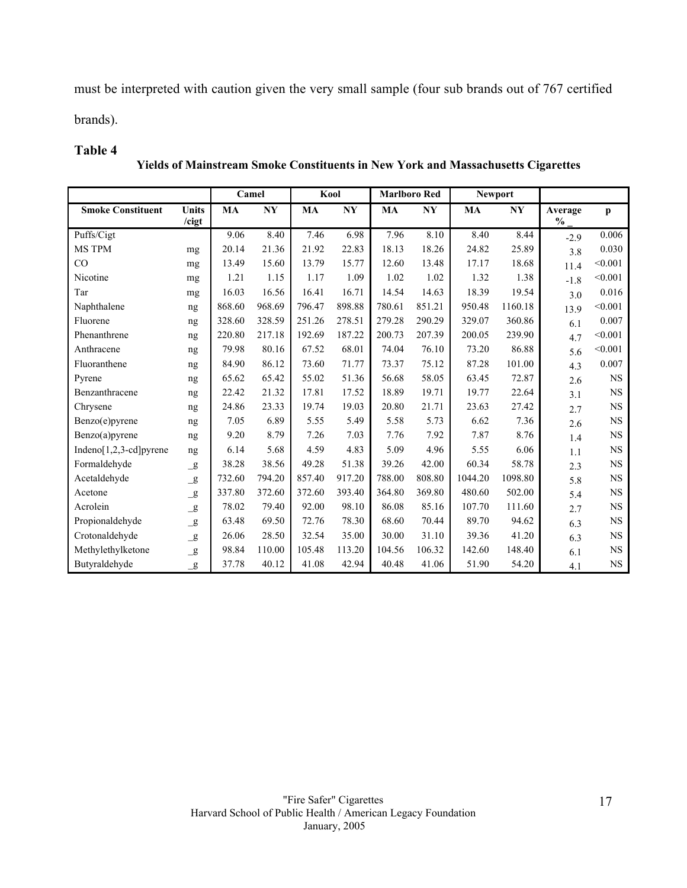must be interpreted with caution given the very small sample (four sub brands out of 767 certified brands).

**Table 4**

**Yields of Mainstream Smoke Constituents in New York and Massachusetts Cigarettes**

| | | Camel | | Kool | | Marlboro Red | | Newport | | | |
|---|---|---|---|---|---|---|---|---|---|---|---|
| **Smoke Constituent** | **Units /cigt** | **MA** | **NY** | **MA** | **NY** | **MA** | **NY** | **MA** | **NY** | **Average % _** | **p** |
| Puffs/Cigt | | 9.06 | 8.40 | 7.46 | 6.98 | 7.96 | 8.10 | 8.40 | 8.44 | -2.9 | 0.006 |
| MS TPM | mg | 20.14 | 21.36 | 21.92 | 22.83 | 18.13 | 18.26 | 24.82 | 25.89 | 3.8 | 0.030 |
| CO | mg | 13.49 | 15.60 | 13.79 | 15.77 | 12.60 | 13.48 | 17.17 | 18.68 | 11.4 | <0.001 |
| Nicotine | mg | 1.21 | 1.15 | 1.17 | 1.09 | 1.02 | 1.02 | 1.32 | 1.38 | -1.8 | <0.001 |
| Tar | mg | 16.03 | 16.56 | 16.41 | 16.71 | 14.54 | 14.63 | 18.39 | 19.54 | 3.0 | 0.016 |
| Naphthalene | ng | 868.60 | 968.69 | 796.47 | 898.88 | 780.61 | 851.21 | 950.48 | 1160.18 | 13.9 | <0.001 |
| Fluorene | ng | 328.60 | 328.59 | 251.26 | 278.51 | 279.28 | 290.29 | 329.07 | 360.86 | 6.1 | 0.007 |
| Phenanthrene | ng | 220.80 | 217.18 | 192.69 | 187.22 | 200.73 | 207.39 | 200.05 | 239.90 | 4.7 | <0.001 |
| Anthracene | ng | 79.98 | 80.16 | 67.52 | 68.01 | 74.04 | 76.10 | 73.20 | 86.88 | 5.6 | <0.001 |
| Fluoranthene | ng | 84.90 | 86.12 | 73.60 | 71.77 | 73.37 | 75.12 | 87.28 | 101.00 | 4.3 | 0.007 |
| Pyrene | ng | 65.62 | 65.42 | 55.02 | 51.36 | 56.68 | 58.05 | 63.45 | 72.87 | 2.6 | NS |
| Benzanthracene | ng | 22.42 | 21.32 | 17.81 | 17.52 | 18.89 | 19.71 | 19.77 | 22.64 | 3.1 | NS |
| Chrysene | ng | 24.86 | 23.33 | 19.74 | 19.03 | 20.80 | 21.71 | 23.63 | 27.42 | 2.7 | NS |
| Benzo(e)pyrene | ng | 7.05 | 6.89 | 5.55 | 5.49 | 5.58 | 5.73 | 6.62 | 7.36 | 2.6 | NS |
| Benzo(a)pyrene | ng | 9.20 | 8.79 | 7.26 | 7.03 | 7.76 | 7.92 | 7.87 | 8.76 | 1.4 | NS |
| Indeno[1,2,3-cd]pyrene | ng | 6.14 | 5.68 | 4.59 | 4.83 | 5.09 | 4.96 | 5.55 | 6.06 | 1.1 | NS |
| Formaldehyde | _g | 38.28 | 38.56 | 49.28 | 51.38 | 39.26 | 42.00 | 60.34 | 58.78 | 2.3 | NS |
| Acetaldehyde | _g | 732.60 | 794.20 | 857.40 | 917.20 | 788.00 | 808.80 | 1044.20 | 1098.80 | 5.8 | NS |
| Acetone | _g | 337.80 | 372.60 | 372.60 | 393.40 | 364.80 | 369.80 | 480.60 | 502.00 | 5.4 | NS |
| Acrolein | _g | 78.02 | 79.40 | 92.00 | 98.10 | 86.08 | 85.16 | 107.70 | 111.60 | 2.7 | NS |
| Propionaldehyde | _g | 63.48 | 69.50 | 72.76 | 78.30 | 68.60 | 70.44 | 89.70 | 94.62 | 6.3 | NS |
| Crotonaldehyde | _g | 26.06 | 28.50 | 32.54 | 35.00 | 30.00 | 31.10 | 39.36 | 41.20 | 6.3 | NS |
| Methylethylketone | _g | 98.84 | 110.00 | 105.48 | 113.20 | 104.56 | 106.32 | 142.60 | 148.40 | 6.1 | NS |
| Butyraldehyde | _g | 37.78 | 40.12 | 41.08 | 42.94 | 40.48 | 41.06 | 51.90 | 54.20 | 4.1 | NS |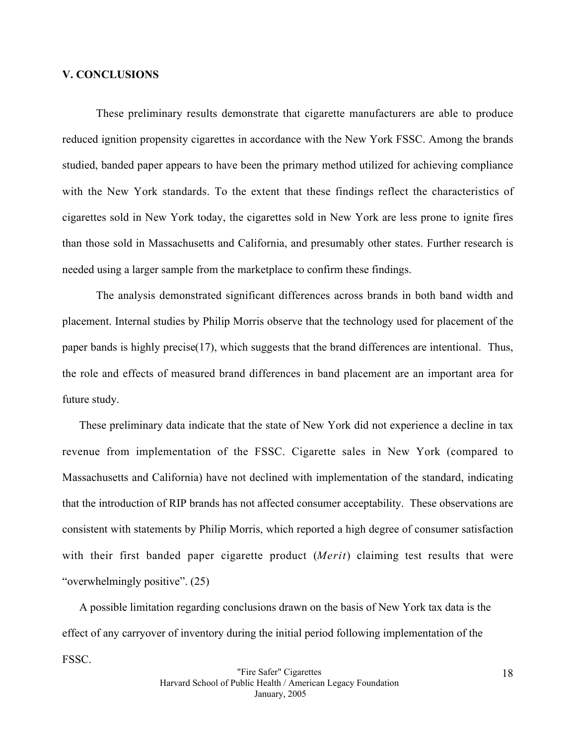## V. CONCLUSIONS

These preliminary results demonstrate that cigarette manufacturers are able to produce reduced ignition propensity cigarettes in accordance with the New York FSSC. Among the brands studied, banded paper appears to have been the primary method utilized for achieving compliance with the New York standards. To the extent that these findings reflect the characteristics of cigarettes sold in New York today, the cigarettes sold in New York are less prone to ignite fires than those sold in Massachusetts and California, and presumably other states. Further research is needed using a larger sample from the marketplace to confirm these findings.

The analysis demonstrated significant differences across brands in both band width and placement. Internal studies by Philip Morris observe that the technology used for placement of the paper bands is highly precise(17), which suggests that the brand differences are intentional. Thus, the role and effects of measured brand differences in band placement are an important area for future study.

These preliminary data indicate that the state of New York did not experience a decline in tax revenue from implementation of the FSSC. Cigarette sales in New York (compared to Massachusetts and California) have not declined with implementation of the standard, indicating that the introduction of RIP brands has not affected consumer acceptability. These observations are consistent with statements by Philip Morris, which reported a high degree of consumer satisfaction with their first banded paper cigarette product (*Merit*) claiming test results that were "overwhelmingly positive". (25)

A possible limitation regarding conclusions drawn on the basis of New York tax data is the effect of any carryover of inventory during the initial period following implementation of the FSSC.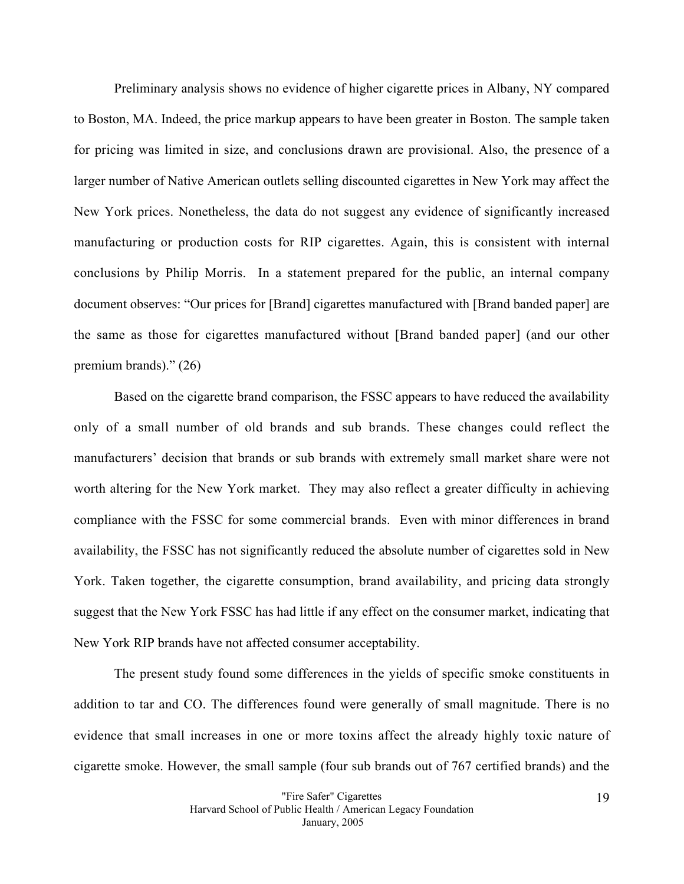Preliminary analysis shows no evidence of higher cigarette prices in Albany, NY compared to Boston, MA. Indeed, the price markup appears to have been greater in Boston. The sample taken for pricing was limited in size, and conclusions drawn are provisional. Also, the presence of a larger number of Native American outlets selling discounted cigarettes in New York may affect the New York prices. Nonetheless, the data do not suggest any evidence of significantly increased manufacturing or production costs for RIP cigarettes. Again, this is consistent with internal conclusions by Philip Morris. In a statement prepared for the public, an internal company document observes: "Our prices for [Brand] cigarettes manufactured with [Brand banded paper] are the same as those for cigarettes manufactured without [Brand banded paper] (and our other premium brands)." (26)

Based on the cigarette brand comparison, the FSSC appears to have reduced the availability only of a small number of old brands and sub brands. These changes could reflect the manufacturers' decision that brands or sub brands with extremely small market share were not worth altering for the New York market. They may also reflect a greater difficulty in achieving compliance with the FSSC for some commercial brands. Even with minor differences in brand availability, the FSSC has not significantly reduced the absolute number of cigarettes sold in New York. Taken together, the cigarette consumption, brand availability, and pricing data strongly suggest that the New York FSSC has had little if any effect on the consumer market, indicating that New York RIP brands have not affected consumer acceptability.

The present study found some differences in the yields of specific smoke constituents in addition to tar and CO. The differences found were generally of small magnitude. There is no evidence that small increases in one or more toxins affect the already highly toxic nature of cigarette smoke. However, the small sample (four sub brands out of 767 certified brands) and the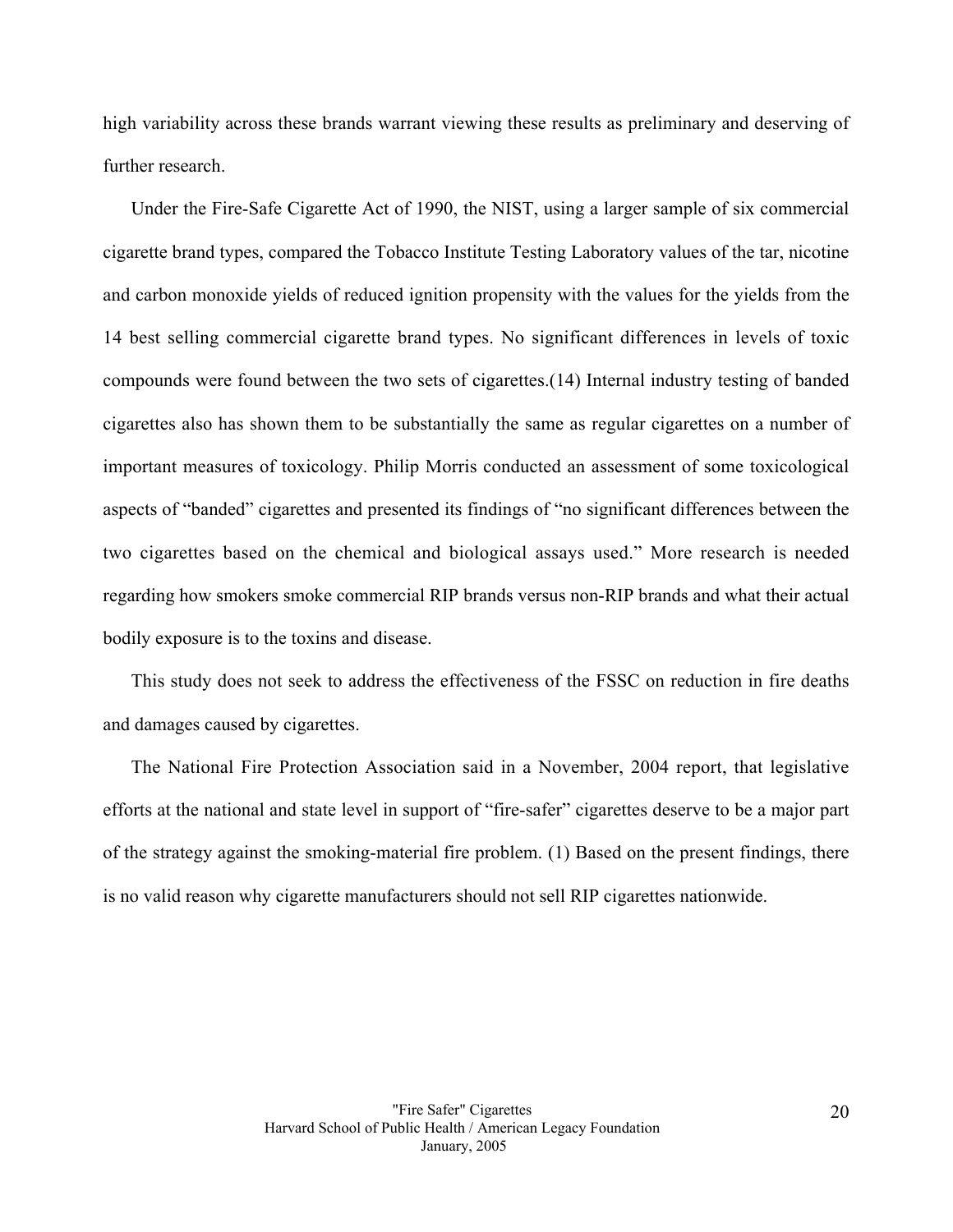high variability across these brands warrant viewing these results as preliminary and deserving of further research.

Under the Fire-Safe Cigarette Act of 1990, the NIST, using a larger sample of six commercial cigarette brand types, compared the Tobacco Institute Testing Laboratory values of the tar, nicotine and carbon monoxide yields of reduced ignition propensity with the values for the yields from the 14 best selling commercial cigarette brand types. No significant differences in levels of toxic compounds were found between the two sets of cigarettes.(14) Internal industry testing of banded cigarettes also has shown them to be substantially the same as regular cigarettes on a number of important measures of toxicology. Philip Morris conducted an assessment of some toxicological aspects of "banded" cigarettes and presented its findings of "no significant differences between the two cigarettes based on the chemical and biological assays used." More research is needed regarding how smokers smoke commercial RIP brands versus non-RIP brands and what their actual bodily exposure is to the toxins and disease.

This study does not seek to address the effectiveness of the FSSC on reduction in fire deaths and damages caused by cigarettes.

The National Fire Protection Association said in a November, 2004 report, that legislative efforts at the national and state level in support of "fire-safer" cigarettes deserve to be a major part of the strategy against the smoking-material fire problem. (1) Based on the present findings, there is no valid reason why cigarette manufacturers should not sell RIP cigarettes nationwide.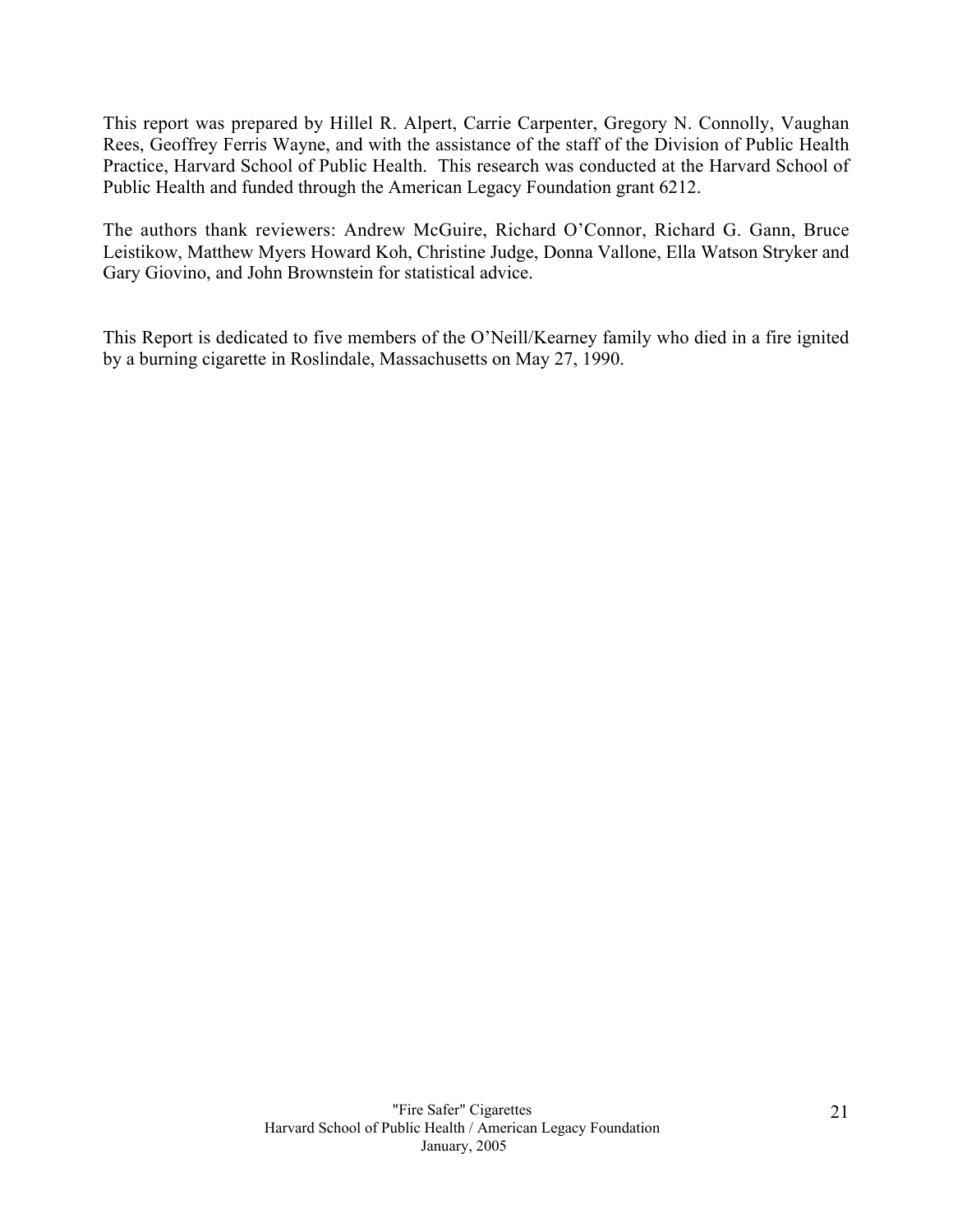This report was prepared by Hillel R. Alpert, Carrie Carpenter, Gregory N. Connolly, Vaughan Rees, Geoffrey Ferris Wayne, and with the assistance of the staff of the Division of Public Health Practice, Harvard School of Public Health. This research was conducted at the Harvard School of Public Health and funded through the American Legacy Foundation grant 6212.

The authors thank reviewers: Andrew McGuire, Richard O'Connor, Richard G. Gann, Bruce Leistikow, Matthew Myers Howard Koh, Christine Judge, Donna Vallone, Ella Watson Stryker and Gary Giovino, and John Brownstein for statistical advice.

This Report is dedicated to five members of the O'Neill/Kearney family who died in a fire ignited by a burning cigarette in Roslindale, Massachusetts on May 27, 1990.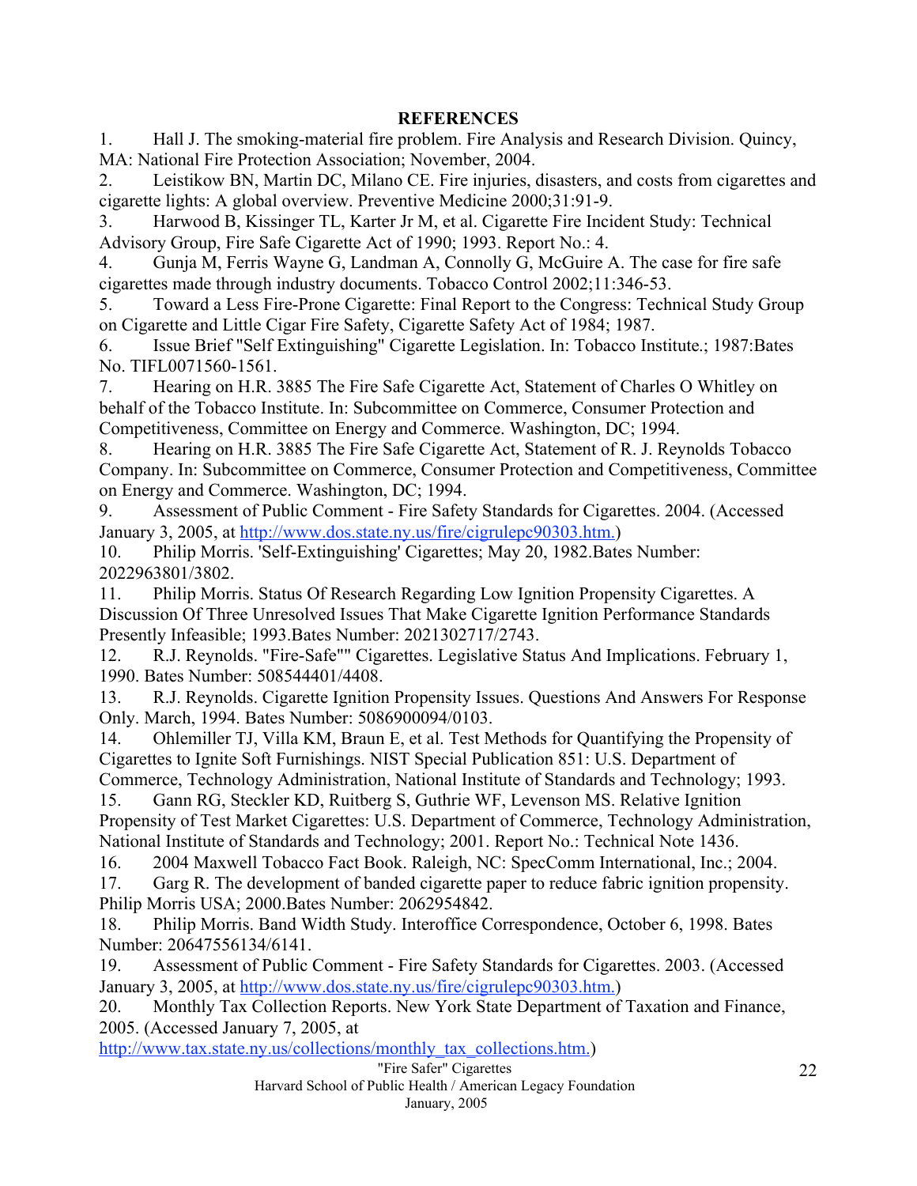## REFERENCES

1. Hall J. The smoking-material fire problem. Fire Analysis and Research Division. Quincy, MA: National Fire Protection Association; November, 2004.
2. Leistikow BN, Martin DC, Milano CE. Fire injuries, disasters, and costs from cigarettes and cigarette lights: A global overview. Preventive Medicine 2000;31:91-9.
3. Harwood B, Kissinger TL, Karter Jr M, et al. Cigarette Fire Incident Study: Technical Advisory Group, Fire Safe Cigarette Act of 1990; 1993. Report No.: 4.
4. Gunja M, Ferris Wayne G, Landman A, Connolly G, McGuire A. The case for fire safe cigarettes made through industry documents. Tobacco Control 2002;11:346-53.
5. Toward a Less Fire-Prone Cigarette: Final Report to the Congress: Technical Study Group on Cigarette and Little Cigar Fire Safety, Cigarette Safety Act of 1984; 1987.
6. Issue Brief "Self Extinguishing" Cigarette Legislation. In: Tobacco Institute.; 1987:Bates No. TIFL0071560-1561.
7. Hearing on H.R. 3885 The Fire Safe Cigarette Act, Statement of Charles O Whitley on behalf of the Tobacco Institute. In: Subcommittee on Commerce, Consumer Protection and Competitiveness, Committee on Energy and Commerce. Washington, DC; 1994.
8. Hearing on H.R. 3885 The Fire Safe Cigarette Act, Statement of R. J. Reynolds Tobacco Company. In: Subcommittee on Commerce, Consumer Protection and Competitiveness, Committee on Energy and Commerce. Washington, DC; 1994.
9. Assessment of Public Comment - Fire Safety Standards for Cigarettes. 2004. (Accessed January 3, 2005, at http://www.dos.state.ny.us/fire/cigrulepc90303.htm.)
10. Philip Morris. 'Self-Extinguishing' Cigarettes; May 20, 1982.Bates Number: 2022963801/3802.
11. Philip Morris. Status Of Research Regarding Low Ignition Propensity Cigarettes. A Discussion Of Three Unresolved Issues That Make Cigarette Ignition Performance Standards Presently Infeasible; 1993.Bates Number: 2021302717/2743.
12. R.J. Reynolds. "Fire-Safe"" Cigarettes. Legislative Status And Implications. February 1, 1990. Bates Number: 508544401/4408.
13. R.J. Reynolds. Cigarette Ignition Propensity Issues. Questions And Answers For Response Only. March, 1994. Bates Number: 5086900094/0103.
14. Ohlemiller TJ, Villa KM, Braun E, et al. Test Methods for Quantifying the Propensity of Cigarettes to Ignite Soft Furnishings. NIST Special Publication 851: U.S. Department of Commerce, Technology Administration, National Institute of Standards and Technology; 1993.
15. Gann RG, Steckler KD, Ruitberg S, Guthrie WF, Levenson MS. Relative Ignition Propensity of Test Market Cigarettes: U.S. Department of Commerce, Technology Administration, National Institute of Standards and Technology; 2001. Report No.: Technical Note 1436.
16. 2004 Maxwell Tobacco Fact Book. Raleigh, NC: SpecComm International, Inc.; 2004.
17. Garg R. The development of banded cigarette paper to reduce fabric ignition propensity. Philip Morris USA; 2000.Bates Number: 2062954842.
18. Philip Morris. Band Width Study. Interoffice Correspondence, October 6, 1998. Bates Number: 20647556134/6141.
19. Assessment of Public Comment - Fire Safety Standards for Cigarettes. 2003. (Accessed January 3, 2005, at http://www.dos.state.ny.us/fire/cigrulepc90303.htm.)
20. Monthly Tax Collection Reports. New York State Department of Taxation and Finance, 2005. (Accessed January 7, 2005, at http://www.tax.state.ny.us/collections/monthly_tax_collections.htm.)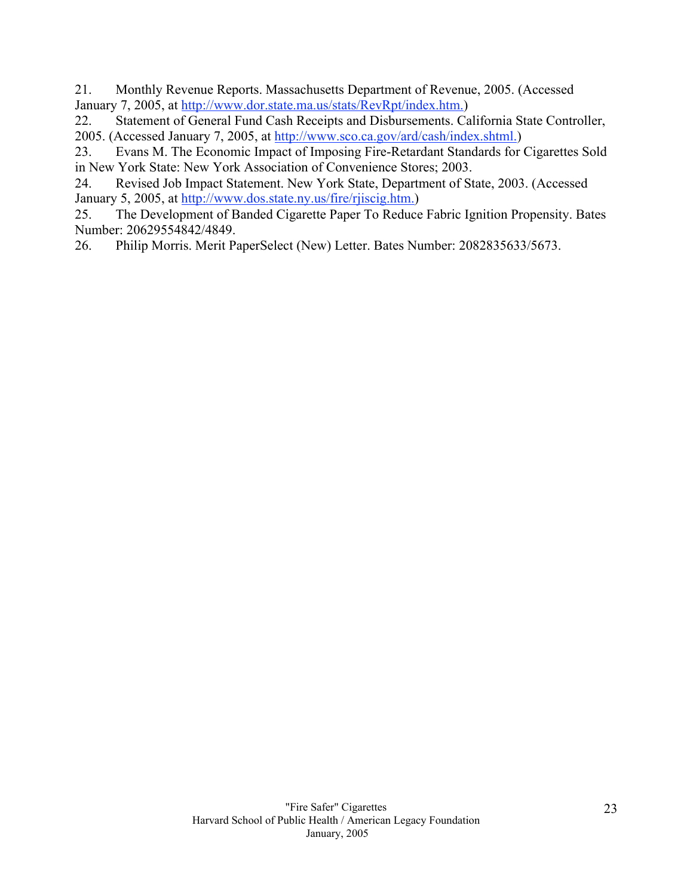21. Monthly Revenue Reports. Massachusetts Department of Revenue, 2005. (Accessed January 7, 2005, at http://www.dor.state.ma.us/stats/RevRpt/index.htm.)
22. Statement of General Fund Cash Receipts and Disbursements. California State Controller, 2005. (Accessed January 7, 2005, at http://www.sco.ca.gov/ard/cash/index.shtml.)
23. Evans M. The Economic Impact of Imposing Fire-Retardant Standards for Cigarettes Sold in New York State: New York Association of Convenience Stores; 2003.
24. Revised Job Impact Statement. New York State, Department of State, 2003. (Accessed January 5, 2005, at http://www.dos.state.ny.us/fire/rjiscig.htm.)
25. The Development of Banded Cigarette Paper To Reduce Fabric Ignition Propensity. Bates Number: 20629554842/4849.
26. Philip Morris. Merit PaperSelect (New) Letter. Bates Number: 2082835633/5673.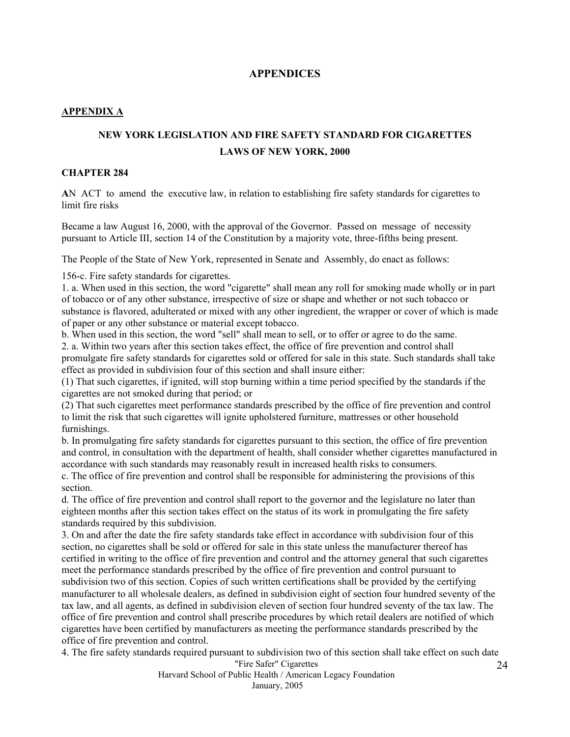## APPENDICES

### APPENDIX A

### NEW YORK LEGISLATION AND FIRE SAFETY STANDARD FOR CIGARETTES
### LAWS OF NEW YORK, 2000

#### CHAPTER 284

**A**N ACT to amend the executive law, in relation to establishing fire safety standards for cigarettes to limit fire risks

Became a law August 16, 2000, with the approval of the Governor. Passed on message of necessity pursuant to Article III, section 14 of the Constitution by a majority vote, three-fifths being present.

The People of the State of New York, represented in Senate and Assembly, do enact as follows:

156-c. Fire safety standards for cigarettes.
1. a. When used in this section, the word "cigarette" shall mean any roll for smoking made wholly or in part of tobacco or of any other substance, irrespective of size or shape and whether or not such tobacco or substance is flavored, adulterated or mixed with any other ingredient, the wrapper or cover of which is made of paper or any other substance or material except tobacco.
b. When used in this section, the word "sell" shall mean to sell, or to offer or agree to do the same.
2. a. Within two years after this section takes effect, the office of fire prevention and control shall promulgate fire safety standards for cigarettes sold or offered for sale in this state. Such standards shall take effect as provided in subdivision four of this section and shall insure either:
(1) That such cigarettes, if ignited, will stop burning within a time period specified by the standards if the cigarettes are not smoked during that period; or
(2) That such cigarettes meet performance standards prescribed by the office of fire prevention and control to limit the risk that such cigarettes will ignite upholstered furniture, mattresses or other household furnishings.
b. In promulgating fire safety standards for cigarettes pursuant to this section, the office of fire prevention and control, in consultation with the department of health, shall consider whether cigarettes manufactured in accordance with such standards may reasonably result in increased health risks to consumers.
c. The office of fire prevention and control shall be responsible for administering the provisions of this section.
d. The office of fire prevention and control shall report to the governor and the legislature no later than eighteen months after this section takes effect on the status of its work in promulgating the fire safety standards required by this subdivision.
3. On and after the date the fire safety standards take effect in accordance with subdivision four of this section, no cigarettes shall be sold or offered for sale in this state unless the manufacturer thereof has certified in writing to the office of fire prevention and control and the attorney general that such cigarettes meet the performance standards prescribed by the office of fire prevention and control pursuant to subdivision two of this section. Copies of such written certifications shall be provided by the certifying manufacturer to all wholesale dealers, as defined in subdivision eight of section four hundred seventy of the tax law, and all agents, as defined in subdivision eleven of section four hundred seventy of the tax law. The office of fire prevention and control shall prescribe procedures by which retail dealers are notified of which cigarettes have been certified by manufacturers as meeting the performance standards prescribed by the office of fire prevention and control.
4. The fire safety standards required pursuant to subdivision two of this section shall take effect on such date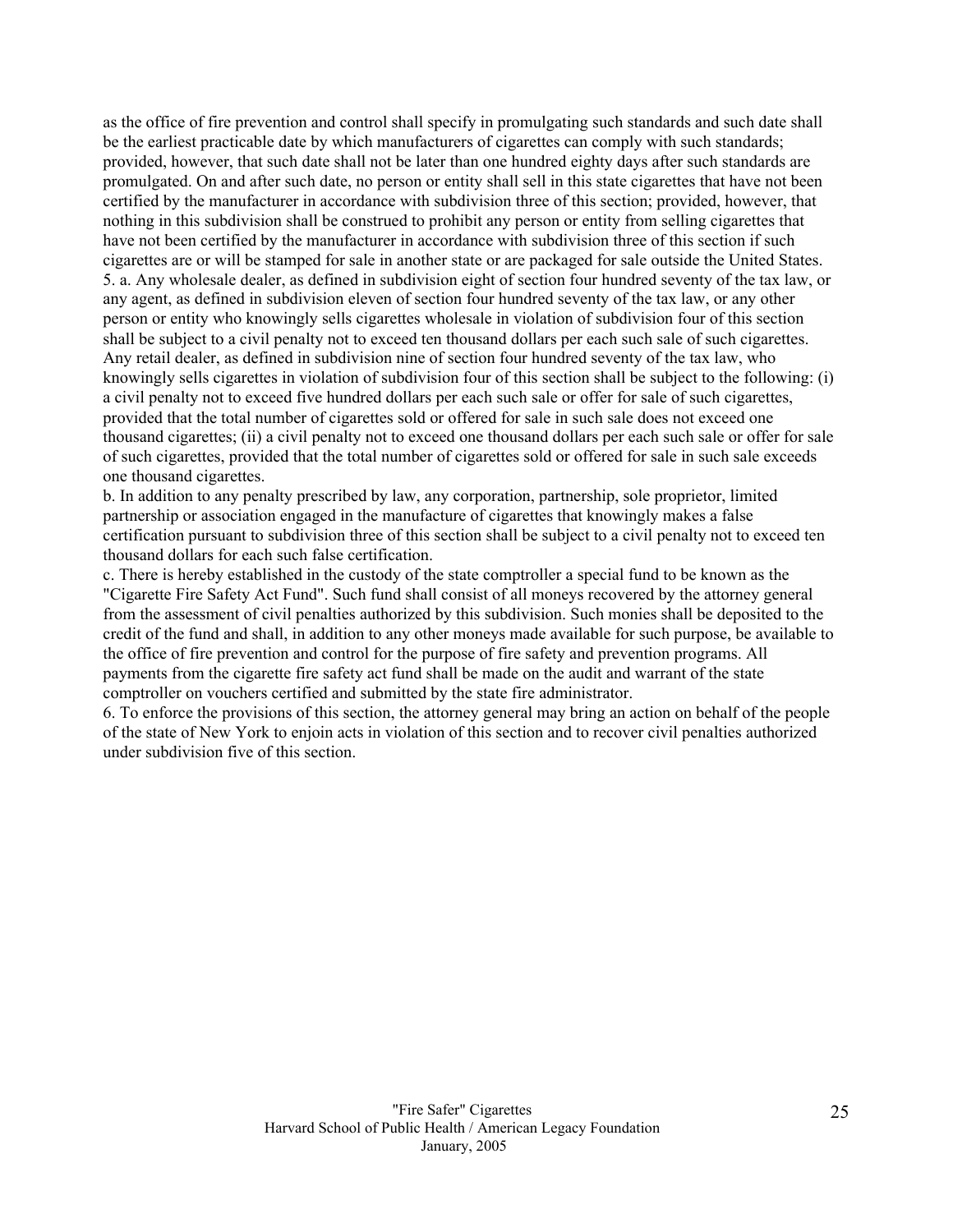as the office of fire prevention and control shall specify in promulgating such standards and such date shall be the earliest practicable date by which manufacturers of cigarettes can comply with such standards; provided, however, that such date shall not be later than one hundred eighty days after such standards are promulgated. On and after such date, no person or entity shall sell in this state cigarettes that have not been certified by the manufacturer in accordance with subdivision three of this section; provided, however, that nothing in this subdivision shall be construed to prohibit any person or entity from selling cigarettes that have not been certified by the manufacturer in accordance with subdivision three of this section if such cigarettes are or will be stamped for sale in another state or are packaged for sale outside the United States.
5. a. Any wholesale dealer, as defined in subdivision eight of section four hundred seventy of the tax law, or any agent, as defined in subdivision eleven of section four hundred seventy of the tax law, or any other person or entity who knowingly sells cigarettes wholesale in violation of subdivision four of this section shall be subject to a civil penalty not to exceed ten thousand dollars per each such sale of such cigarettes. Any retail dealer, as defined in subdivision nine of section four hundred seventy of the tax law, who knowingly sells cigarettes in violation of subdivision four of this section shall be subject to the following: (i) a civil penalty not to exceed five hundred dollars per each such sale or offer for sale of such cigarettes, provided that the total number of cigarettes sold or offered for sale in such sale does not exceed one thousand cigarettes; (ii) a civil penalty not to exceed one thousand dollars per each such sale or offer for sale of such cigarettes, provided that the total number of cigarettes sold or offered for sale in such sale exceeds one thousand cigarettes.
b. In addition to any penalty prescribed by law, any corporation, partnership, sole proprietor, limited partnership or association engaged in the manufacture of cigarettes that knowingly makes a false certification pursuant to subdivision three of this section shall be subject to a civil penalty not to exceed ten thousand dollars for each such false certification.
c. There is hereby established in the custody of the state comptroller a special fund to be known as the "Cigarette Fire Safety Act Fund". Such fund shall consist of all moneys recovered by the attorney general from the assessment of civil penalties authorized by this subdivision. Such monies shall be deposited to the credit of the fund and shall, in addition to any other moneys made available for such purpose, be available to the office of fire prevention and control for the purpose of fire safety and prevention programs. All payments from the cigarette fire safety act fund shall be made on the audit and warrant of the state comptroller on vouchers certified and submitted by the state fire administrator.
6. To enforce the provisions of this section, the attorney general may bring an action on behalf of the people of the state of New York to enjoin acts in violation of this section and to recover civil penalties authorized under subdivision five of this section.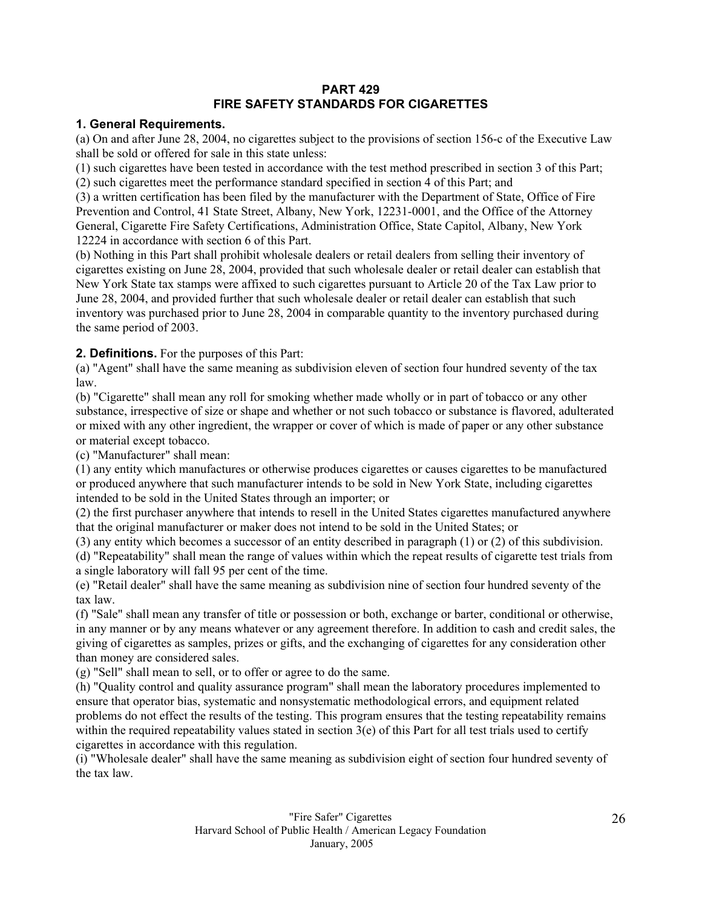## PART 429
## FIRE SAFETY STANDARDS FOR CIGARETTES

### 1. General Requirements.

(a) On and after June 28, 2004, no cigarettes subject to the provisions of section 156-c of the Executive Law shall be sold or offered for sale in this state unless:

(1) such cigarettes have been tested in accordance with the test method prescribed in section 3 of this Part;

(2) such cigarettes meet the performance standard specified in section 4 of this Part; and

(3) a written certification has been filed by the manufacturer with the Department of State, Office of Fire Prevention and Control, 41 State Street, Albany, New York, 12231-0001, and the Office of the Attorney General, Cigarette Fire Safety Certifications, Administration Office, State Capitol, Albany, New York 12224 in accordance with section 6 of this Part.

(b) Nothing in this Part shall prohibit wholesale dealers or retail dealers from selling their inventory of cigarettes existing on June 28, 2004, provided that such wholesale dealer or retail dealer can establish that New York State tax stamps were affixed to such cigarettes pursuant to Article 20 of the Tax Law prior to June 28, 2004, and provided further that such wholesale dealer or retail dealer can establish that such inventory was purchased prior to June 28, 2004 in comparable quantity to the inventory purchased during the same period of 2003.

**2. Definitions.** For the purposes of this Part:

(a) "Agent" shall have the same meaning as subdivision eleven of section four hundred seventy of the tax law.

(b) "Cigarette" shall mean any roll for smoking whether made wholly or in part of tobacco or any other substance, irrespective of size or shape and whether or not such tobacco or substance is flavored, adulterated or mixed with any other ingredient, the wrapper or cover of which is made of paper or any other substance or material except tobacco.

(c) "Manufacturer" shall mean:

(1) any entity which manufactures or otherwise produces cigarettes or causes cigarettes to be manufactured or produced anywhere that such manufacturer intends to be sold in New York State, including cigarettes intended to be sold in the United States through an importer; or

(2) the first purchaser anywhere that intends to resell in the United States cigarettes manufactured anywhere that the original manufacturer or maker does not intend to be sold in the United States; or

(3) any entity which becomes a successor of an entity described in paragraph (1) or (2) of this subdivision.

(d) "Repeatability" shall mean the range of values within which the repeat results of cigarette test trials from a single laboratory will fall 95 per cent of the time.

(e) "Retail dealer" shall have the same meaning as subdivision nine of section four hundred seventy of the tax law.

(f) "Sale" shall mean any transfer of title or possession or both, exchange or barter, conditional or otherwise, in any manner or by any means whatever or any agreement therefore. In addition to cash and credit sales, the giving of cigarettes as samples, prizes or gifts, and the exchanging of cigarettes for any consideration other than money are considered sales.

(g) "Sell" shall mean to sell, or to offer or agree to do the same.

(h) "Quality control and quality assurance program" shall mean the laboratory procedures implemented to ensure that operator bias, systematic and nonsystematic methodological errors, and equipment related problems do not effect the results of the testing. This program ensures that the testing repeatability remains within the required repeatability values stated in section 3(e) of this Part for all test trials used to certify cigarettes in accordance with this regulation.

(i) "Wholesale dealer" shall have the same meaning as subdivision eight of section four hundred seventy of the tax law.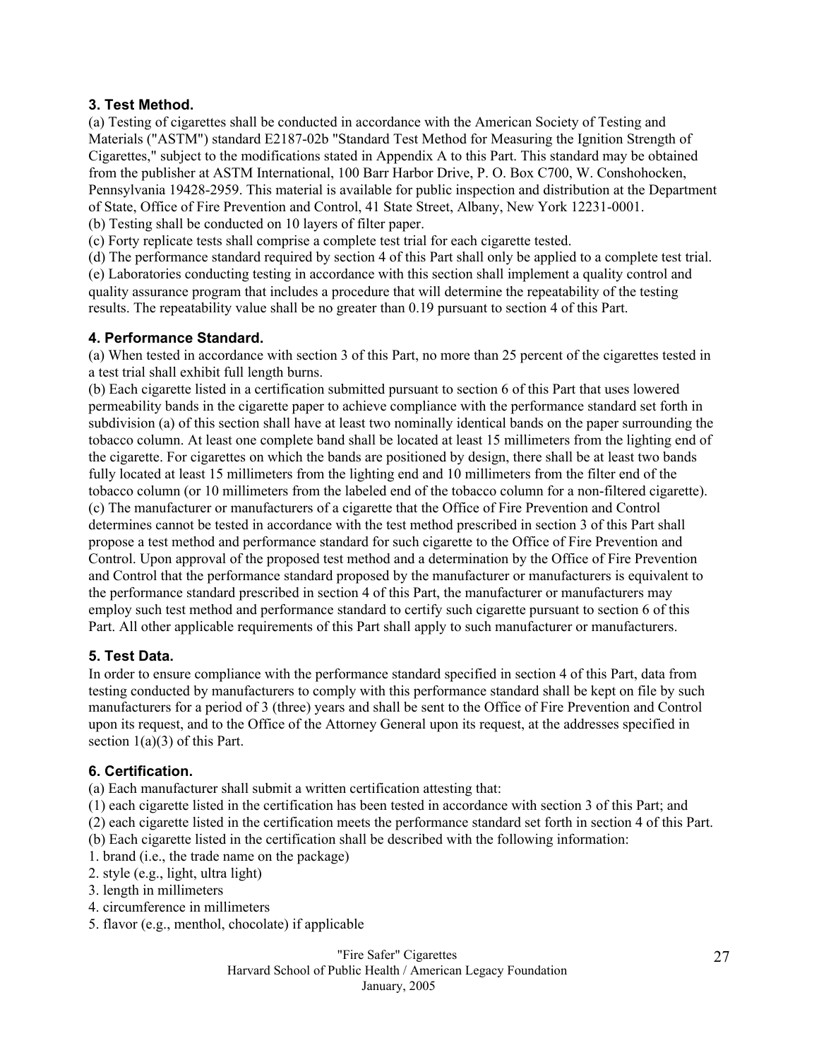### 3. Test Method.

(a) Testing of cigarettes shall be conducted in accordance with the American Society of Testing and Materials ("ASTM") standard E2187-02b "Standard Test Method for Measuring the Ignition Strength of Cigarettes," subject to the modifications stated in Appendix A to this Part. This standard may be obtained from the publisher at ASTM International, 100 Barr Harbor Drive, P. O. Box C700, W. Conshohocken, Pennsylvania 19428-2959. This material is available for public inspection and distribution at the Department of State, Office of Fire Prevention and Control, 41 State Street, Albany, New York 12231-0001.
(b) Testing shall be conducted on 10 layers of filter paper.
(c) Forty replicate tests shall comprise a complete test trial for each cigarette tested.
(d) The performance standard required by section 4 of this Part shall only be applied to a complete test trial.
(e) Laboratories conducting testing in accordance with this section shall implement a quality control and quality assurance program that includes a procedure that will determine the repeatability of the testing results. The repeatability value shall be no greater than 0.19 pursuant to section 4 of this Part.

### 4. Performance Standard.

(a) When tested in accordance with section 3 of this Part, no more than 25 percent of the cigarettes tested in a test trial shall exhibit full length burns.
(b) Each cigarette listed in a certification submitted pursuant to section 6 of this Part that uses lowered permeability bands in the cigarette paper to achieve compliance with the performance standard set forth in subdivision (a) of this section shall have at least two nominally identical bands on the paper surrounding the tobacco column. At least one complete band shall be located at least 15 millimeters from the lighting end of the cigarette. For cigarettes on which the bands are positioned by design, there shall be at least two bands fully located at least 15 millimeters from the lighting end and 10 millimeters from the filter end of the tobacco column (or 10 millimeters from the labeled end of the tobacco column for a non-filtered cigarette).
(c) The manufacturer or manufacturers of a cigarette that the Office of Fire Prevention and Control determines cannot be tested in accordance with the test method prescribed in section 3 of this Part shall propose a test method and performance standard for such cigarette to the Office of Fire Prevention and Control. Upon approval of the proposed test method and a determination by the Office of Fire Prevention and Control that the performance standard proposed by the manufacturer or manufacturers is equivalent to the performance standard prescribed in section 4 of this Part, the manufacturer or manufacturers may employ such test method and performance standard to certify such cigarette pursuant to section 6 of this Part. All other applicable requirements of this Part shall apply to such manufacturer or manufacturers.

### 5. Test Data.

In order to ensure compliance with the performance standard specified in section 4 of this Part, data from testing conducted by manufacturers to comply with this performance standard shall be kept on file by such manufacturers for a period of 3 (three) years and shall be sent to the Office of Fire Prevention and Control upon its request, and to the Office of the Attorney General upon its request, at the addresses specified in section 1(a)(3) of this Part.

### 6. Certification.

(a) Each manufacturer shall submit a written certification attesting that:
(1) each cigarette listed in the certification has been tested in accordance with section 3 of this Part; and
(2) each cigarette listed in the certification meets the performance standard set forth in section 4 of this Part.
(b) Each cigarette listed in the certification shall be described with the following information:
1. brand (i.e., the trade name on the package)
2. style (e.g., light, ultra light)
3. length in millimeters
4. circumference in millimeters
5. flavor (e.g., menthol, chocolate) if applicable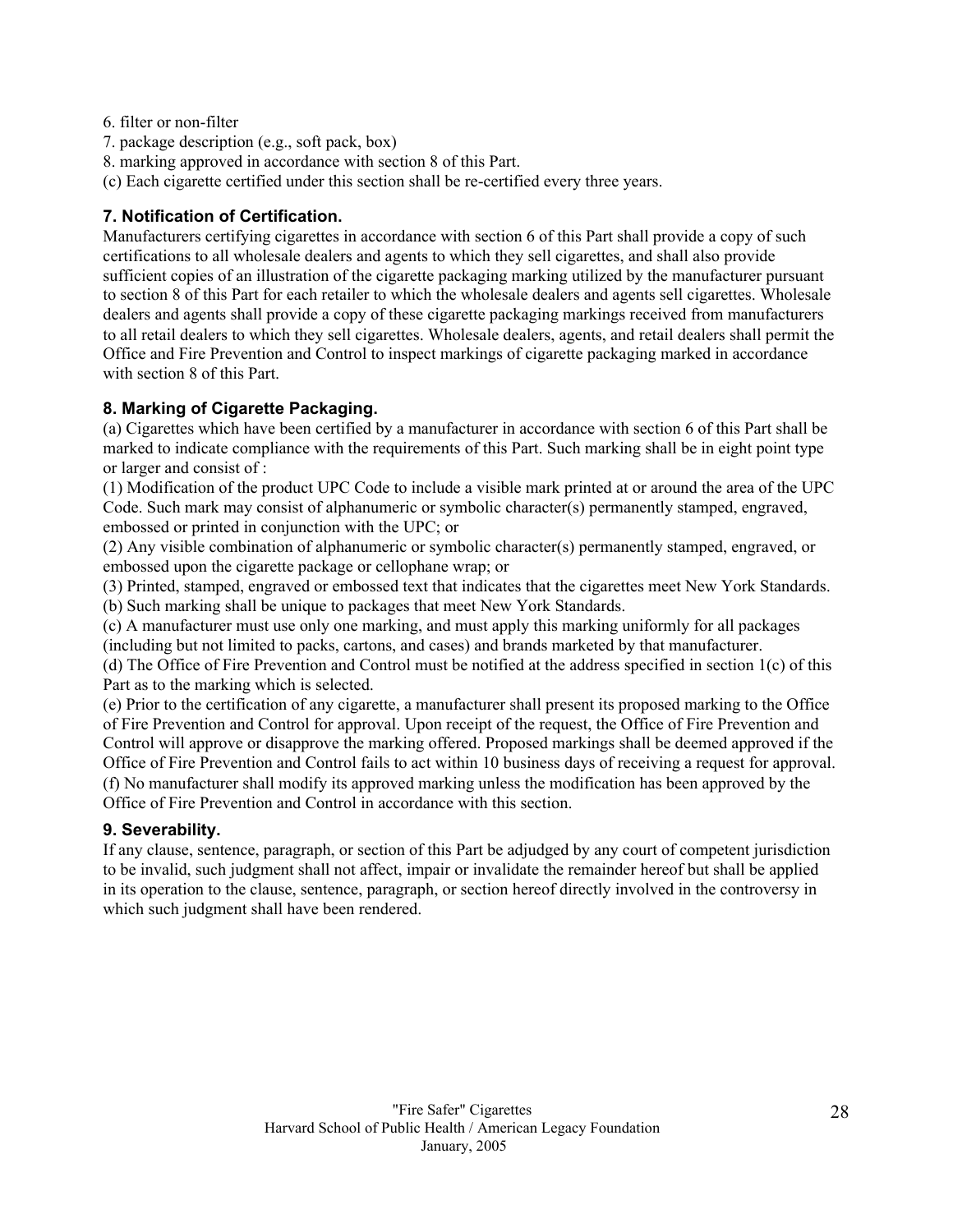6. filter or non-filter
7. package description (e.g., soft pack, box)
8. marking approved in accordance with section 8 of this Part.

(c) Each cigarette certified under this section shall be re-certified every three years.

### 7. Notification of Certification.

Manufacturers certifying cigarettes in accordance with section 6 of this Part shall provide a copy of such certifications to all wholesale dealers and agents to which they sell cigarettes, and shall also provide sufficient copies of an illustration of the cigarette packaging marking utilized by the manufacturer pursuant to section 8 of this Part for each retailer to which the wholesale dealers and agents sell cigarettes. Wholesale dealers and agents shall provide a copy of these cigarette packaging markings received from manufacturers to all retail dealers to which they sell cigarettes. Wholesale dealers, agents, and retail dealers shall permit the Office and Fire Prevention and Control to inspect markings of cigarette packaging marked in accordance with section 8 of this Part.

### 8. Marking of Cigarette Packaging.

(a) Cigarettes which have been certified by a manufacturer in accordance with section 6 of this Part shall be marked to indicate compliance with the requirements of this Part. Such marking shall be in eight point type or larger and consist of :

(1) Modification of the product UPC Code to include a visible mark printed at or around the area of the UPC Code. Such mark may consist of alphanumeric or symbolic character(s) permanently stamped, engraved, embossed or printed in conjunction with the UPC; or

(2) Any visible combination of alphanumeric or symbolic character(s) permanently stamped, engraved, or embossed upon the cigarette package or cellophane wrap; or

(3) Printed, stamped, engraved or embossed text that indicates that the cigarettes meet New York Standards.

(b) Such marking shall be unique to packages that meet New York Standards.

(c) A manufacturer must use only one marking, and must apply this marking uniformly for all packages (including but not limited to packs, cartons, and cases) and brands marketed by that manufacturer.

(d) The Office of Fire Prevention and Control must be notified at the address specified in section 1(c) of this Part as to the marking which is selected.

(e) Prior to the certification of any cigarette, a manufacturer shall present its proposed marking to the Office of Fire Prevention and Control for approval. Upon receipt of the request, the Office of Fire Prevention and Control will approve or disapprove the marking offered. Proposed markings shall be deemed approved if the Office of Fire Prevention and Control fails to act within 10 business days of receiving a request for approval.

(f) No manufacturer shall modify its approved marking unless the modification has been approved by the Office of Fire Prevention and Control in accordance with this section.

### 9. Severability.

If any clause, sentence, paragraph, or section of this Part be adjudged by any court of competent jurisdiction to be invalid, such judgment shall not affect, impair or invalidate the remainder hereof but shall be applied in its operation to the clause, sentence, paragraph, or section hereof directly involved in the controversy in which such judgment shall have been rendered.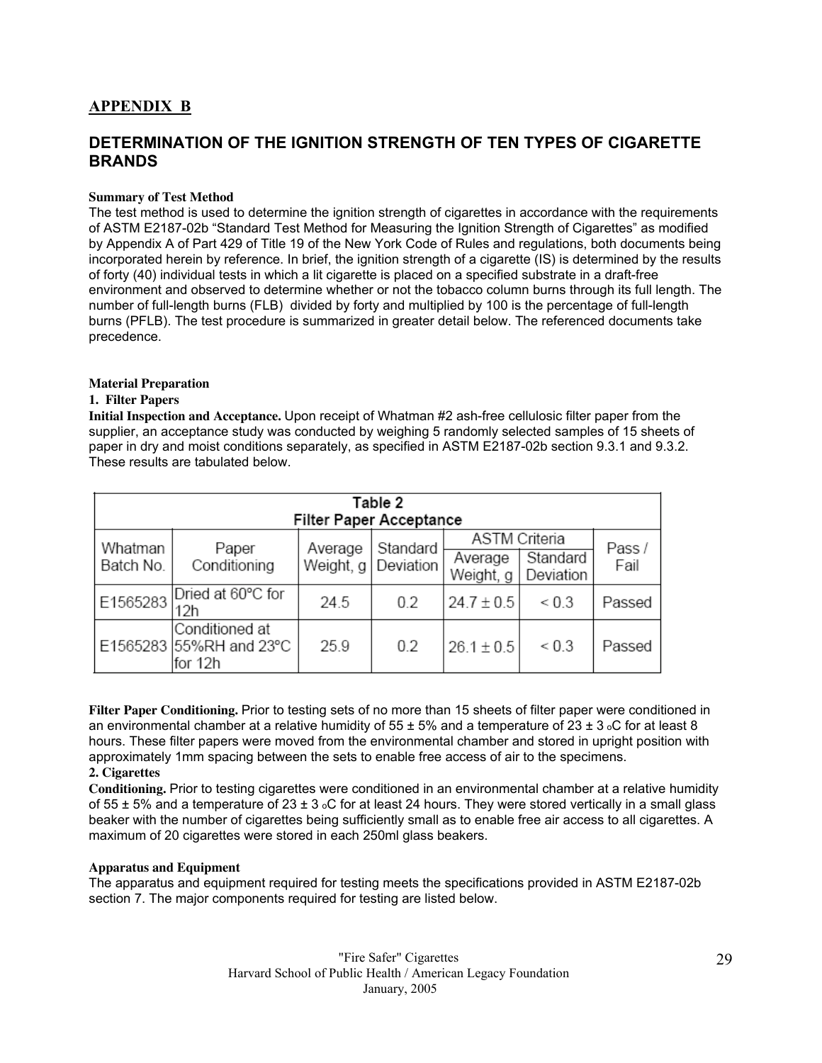## APPENDIX B

## DETERMINATION OF THE IGNITION STRENGTH OF TEN TYPES OF CIGARETTE BRANDS

**Summary of Test Method**

The test method is used to determine the ignition strength of cigarettes in accordance with the requirements of ASTM E2187-02b "Standard Test Method for Measuring the Ignition Strength of Cigarettes" as modified by Appendix A of Part 429 of Title 19 of the New York Code of Rules and regulations, both documents being incorporated herein by reference. In brief, the ignition strength of a cigarette (IS) is determined by the results of forty (40) individual tests in which a lit cigarette is placed on a specified substrate in a draft-free environment and observed to determine whether or not the tobacco column burns through its full length. The number of full-length burns (FLB) divided by forty and multiplied by 100 is the percentage of full-length burns (PFLB). The test procedure is summarized in greater detail below. The referenced documents take precedence.

**Material Preparation**

**1. Filter Papers**

**Initial Inspection and Acceptance.** Upon receipt of Whatman #2 ash-free cellulosic filter paper from the supplier, an acceptance study was conducted by weighing 5 randomly selected samples of 15 sheets of paper in dry and moist conditions separately, as specified in ASTM E2187-02b section 9.3.1 and 9.3.2. These results are tabulated below.

Table 2
Filter Paper Acceptance

| Whatman Batch No. | Paper Conditioning | Average Weight, g | Standard Deviation | ASTM Criteria | | Pass / Fail |
|---|---|---|---|---|---|---|
| | | | | Average Weight, g | Standard Deviation | |
| E1565283 | Dried at 60°C for 12h | 24.5 | 0.2 | 24.7 ± 0.5 | < 0.3 | Passed |
| E1565283 | Conditioned at 55%RH and 23°C for 12h | 25.9 | 0.2 | 26.1 ± 0.5 | < 0.3 | Passed |

**Filter Paper Conditioning.** Prior to testing sets of no more than 15 sheets of filter paper were conditioned in an environmental chamber at a relative humidity of 55 ± 5% and a temperature of 23 ± 3 °C for at least 8 hours. These filter papers were moved from the environmental chamber and stored in upright position with approximately 1mm spacing between the sets to enable free access of air to the specimens.

**2. Cigarettes**

**Conditioning.** Prior to testing cigarettes were conditioned in an environmental chamber at a relative humidity of 55 ± 5% and a temperature of 23 ± 3 °C for at least 24 hours. They were stored vertically in a small glass beaker with the number of cigarettes being sufficiently small as to enable free air access to all cigarettes. A maximum of 20 cigarettes were stored in each 250ml glass beakers.

**Apparatus and Equipment**

The apparatus and equipment required for testing meets the specifications provided in ASTM E2187-02b section 7. The major components required for testing are listed below.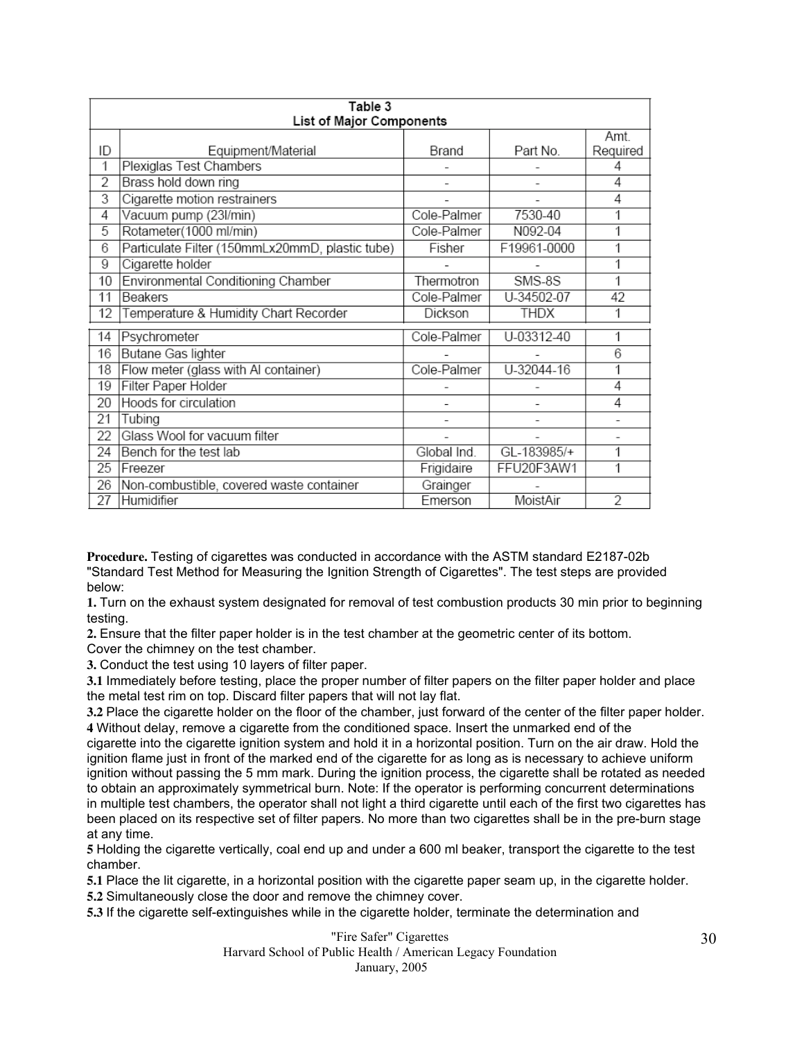**Table 3**
**List of Major Components**

| ID | Equipment/Material | Brand | Part No. | Amt. Required |
|---|---|---|---|---|
| 1 | Plexiglas Test Chambers | - | - | 4 |
| 2 | Brass hold down ring | - | - | 4 |
| 3 | Cigarette motion restrainers | - | - | 4 |
| 4 | Vacuum pump (23l/min) | Cole-Palmer | 7530-40 | 1 |
| 5 | Rotameter(1000 ml/min) | Cole-Palmer | N092-04 | 1 |
| 6 | Particulate Filter (150mmLx20mmD, plastic tube) | Fisher | F19961-0000 | 1 |
| 9 | Cigarette holder | - | - | 1 |
| 10 | Environmental Conditioning Chamber | Thermotron | SMS-8S | 1 |
| 11 | Beakers | Cole-Palmer | U-34502-07 | 42 |
| 12 | Temperature & Humidity Chart Recorder | Dickson | THDX | 1 |
| 14 | Psychrometer | Cole-Palmer | U-03312-40 | 1 |
| 16 | Butane Gas lighter | - | - | 6 |
| 18 | Flow meter (glass with Al container) | Cole-Palmer | U-32044-16 | 1 |
| 19 | Filter Paper Holder | - | - | 4 |
| 20 | Hoods for circulation | - | - | 4 |
| 21 | Tubing | - | - | - |
| 22 | Glass Wool for vacuum filter | - | - | - |
| 24 | Bench for the test lab | Global Ind. | GL-183985/+ | 1 |
| 25 | Freezer | Frigidaire | FFU20F3AW1 | 1 |
| 26 | Non-combustible, covered waste container | Grainger | - | |
| 27 | Humidifier | Emerson | MoistAir | 2 |

**Procedure.** Testing of cigarettes was conducted in accordance with the ASTM standard E2187-02b "Standard Test Method for Measuring the Ignition Strength of Cigarettes". The test steps are provided below:

**1.** Turn on the exhaust system designated for removal of test combustion products 30 min prior to beginning testing.

**2.** Ensure that the filter paper holder is in the test chamber at the geometric center of its bottom. Cover the chimney on the test chamber.

**3.** Conduct the test using 10 layers of filter paper.

**3.1** Immediately before testing, place the proper number of filter papers on the filter paper holder and place the metal test rim on top. Discard filter papers that will not lay flat.

**3.2** Place the cigarette holder on the floor of the chamber, just forward of the center of the filter paper holder.

**4** Without delay, remove a cigarette from the conditioned space. Insert the unmarked end of the cigarette into the cigarette ignition system and hold it in a horizontal position. Turn on the air draw. Hold the ignition flame just in front of the marked end of the cigarette for as long as is necessary to achieve uniform ignition without passing the 5 mm mark. During the ignition process, the cigarette shall be rotated as needed to obtain an approximately symmetrical burn. Note: If the operator is performing concurrent determinations in multiple test chambers, the operator shall not light a third cigarette until each of the first two cigarettes has been placed on its respective set of filter papers. No more than two cigarettes shall be in the pre-burn stage at any time.

**5** Holding the cigarette vertically, coal end up and under a 600 ml beaker, transport the cigarette to the test chamber.

**5.1** Place the lit cigarette, in a horizontal position with the cigarette paper seam up, in the cigarette holder.

**5.2** Simultaneously close the door and remove the chimney cover.

**5.3** If the cigarette self-extinguishes while in the cigarette holder, terminate the determination and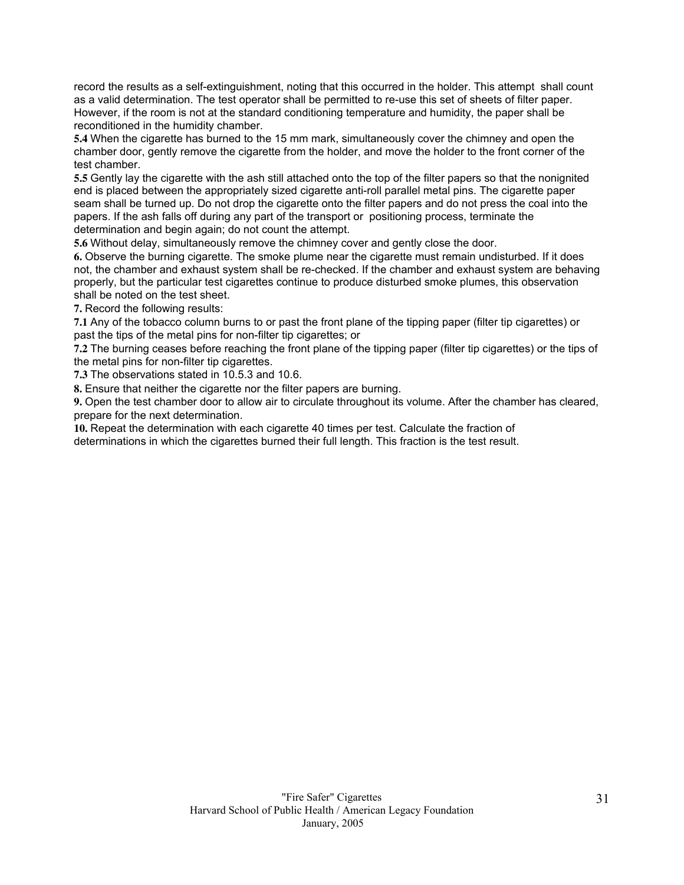record the results as a self-extinguishment, noting that this occurred in the holder. This attempt shall count as a valid determination. The test operator shall be permitted to re-use this set of sheets of filter paper. However, if the room is not at the standard conditioning temperature and humidity, the paper shall be reconditioned in the humidity chamber.

**5.4** When the cigarette has burned to the 15 mm mark, simultaneously cover the chimney and open the chamber door, gently remove the cigarette from the holder, and move the holder to the front corner of the test chamber.

**5.5** Gently lay the cigarette with the ash still attached onto the top of the filter papers so that the nonignited end is placed between the appropriately sized cigarette anti-roll parallel metal pins. The cigarette paper seam shall be turned up. Do not drop the cigarette onto the filter papers and do not press the coal into the papers. If the ash falls off during any part of the transport or positioning process, terminate the determination and begin again; do not count the attempt.

**5.6** Without delay, simultaneously remove the chimney cover and gently close the door.

**6.** Observe the burning cigarette. The smoke plume near the cigarette must remain undisturbed. If it does not, the chamber and exhaust system shall be re-checked. If the chamber and exhaust system are behaving properly, but the particular test cigarettes continue to produce disturbed smoke plumes, this observation shall be noted on the test sheet.

**7.** Record the following results:

**7.1** Any of the tobacco column burns to or past the front plane of the tipping paper (filter tip cigarettes) or past the tips of the metal pins for non-filter tip cigarettes; or

**7.2** The burning ceases before reaching the front plane of the tipping paper (filter tip cigarettes) or the tips of the metal pins for non-filter tip cigarettes.

**7.3** The observations stated in 10.5.3 and 10.6.

**8.** Ensure that neither the cigarette nor the filter papers are burning.

**9.** Open the test chamber door to allow air to circulate throughout its volume. After the chamber has cleared, prepare for the next determination.

**10.** Repeat the determination with each cigarette 40 times per test. Calculate the fraction of determinations in which the cigarettes burned their full length. This fraction is the test result.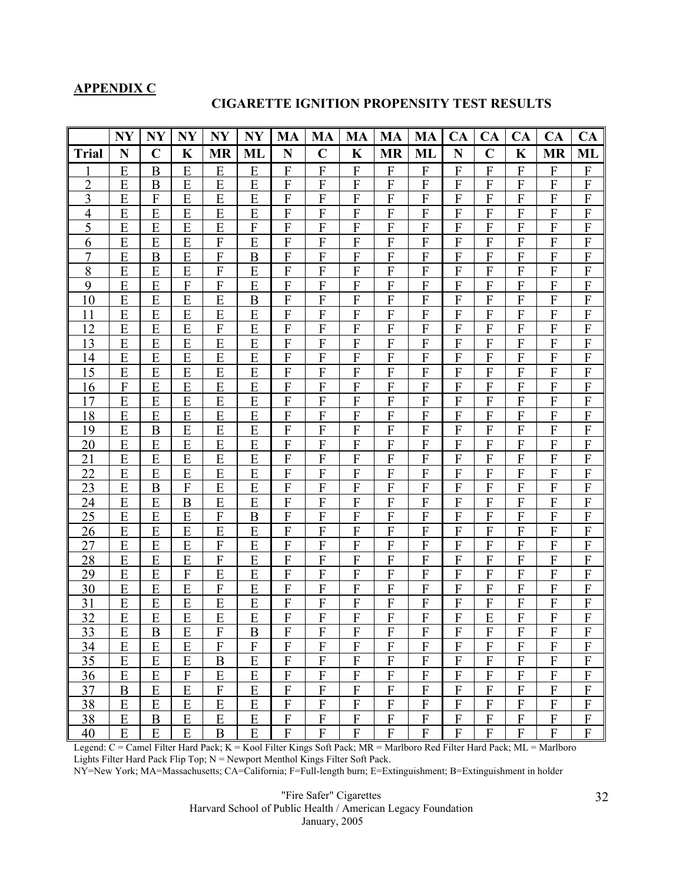**APPENDIX C**

## CIGARETTE IGNITION PROPENSITY TEST RESULTS

| | NY | NY | NY | NY | NY | MA | MA | MA | MA | MA | CA | CA | CA | CA | CA |
|---|---|---|---|---|---|---|---|---|---|---|---|---|---|---|---|
| **Trial** | **N** | **C** | **K** | **MR** | **ML** | **N** | **C** | **K** | **MR** | **ML** | **N** | **C** | **K** | **MR** | **ML** |
| 1 | E | B | E | E | E | F | F | F | F | F | F | F | F | F | F |
| 2 | E | B | E | E | E | F | F | F | F | F | F | F | F | F | F |
| 3 | E | F | E | E | E | F | F | F | F | F | F | F | F | F | F |
| 4 | E | E | E | E | E | F | F | F | F | F | F | F | F | F | F |
| 5 | E | E | E | E | F | F | F | F | F | F | F | F | F | F | F |
| 6 | E | E | E | F | E | F | F | F | F | F | F | F | F | F | F |
| 7 | E | B | E | F | B | F | F | F | F | F | F | F | F | F | F |
| 8 | E | E | E | F | E | F | F | F | F | F | F | F | F | F | F |
| 9 | E | E | F | F | E | F | F | F | F | F | F | F | F | F | F |
| 10 | E | E | E | E | B | F | F | F | F | F | F | F | F | F | F |
| 11 | E | E | E | E | E | F | F | F | F | F | F | F | F | F | F |
| 12 | E | E | E | F | E | F | F | F | F | F | F | F | F | F | F |
| 13 | E | E | E | E | E | F | F | F | F | F | F | F | F | F | F |
| 14 | E | E | E | E | E | F | F | F | F | F | F | F | F | F | F |
| 15 | E | E | E | E | E | F | F | F | F | F | F | F | F | F | F |
| 16 | F | E | E | E | E | F | F | F | F | F | F | F | F | F | F |
| 17 | E | E | E | E | E | F | F | F | F | F | F | F | F | F | F |
| 18 | E | E | E | E | E | F | F | F | F | F | F | F | F | F | F |
| 19 | E | B | E | E | E | F | F | F | F | F | F | F | F | F | F |
| 20 | E | E | E | E | E | F | F | F | F | F | F | F | F | F | F |
| 21 | E | E | E | E | E | F | F | F | F | F | F | F | F | F | F |
| 22 | E | E | E | E | E | F | F | F | F | F | F | F | F | F | F |
| 23 | E | B | F | E | E | F | F | F | F | F | F | F | F | F | F |
| 24 | E | E | B | E | E | F | F | F | F | F | F | F | F | F | F |
| 25 | E | E | E | F | B | F | F | F | F | F | F | F | F | F | F |
| 26 | E | E | E | E | E | F | F | F | F | F | F | F | F | F | F |
| 27 | E | E | E | F | E | F | F | F | F | F | F | F | F | F | F |
| 28 | E | E | E | F | E | F | F | F | F | F | F | F | F | F | F |
| 29 | E | E | F | E | E | F | F | F | F | F | F | F | F | F | F |
| 30 | E | E | E | F | E | F | F | F | F | F | F | F | F | F | F |
| 31 | E | E | E | E | E | F | F | F | F | F | F | F | F | F | F |
| 32 | E | E | E | E | E | F | F | F | F | F | F | E | F | F | F |
| 33 | E | B | E | F | B | F | F | F | F | F | F | F | F | F | F |
| 34 | E | E | E | F | F | F | F | F | F | F | F | F | F | F | F |
| 35 | E | E | E | B | E | F | F | F | F | F | F | F | F | F | F |
| 36 | E | E | F | E | E | F | F | F | F | F | F | F | F | F | F |
| 37 | B | E | E | F | E | F | F | F | F | F | F | F | F | F | F |
| 38 | E | E | E | E | E | F | F | F | F | F | F | F | F | F | F |
| 38 | E | B | E | E | E | F | F | F | F | F | F | F | F | F | F |
| 40 | E | E | E | B | E | F | F | F | F | F | F | F | F | F | F |

Legend: C = Camel Filter Hard Pack; K = Kool Filter Kings Soft Pack; MR = Marlboro Red Filter Hard Pack; ML = Marlboro Lights Filter Hard Pack Flip Top; N = Newport Menthol Kings Filter Soft Pack.
NY=New York; MA=Massachusetts; CA=California; F=Full-length burn; E=Extinguishment; B=Extinguishment in holder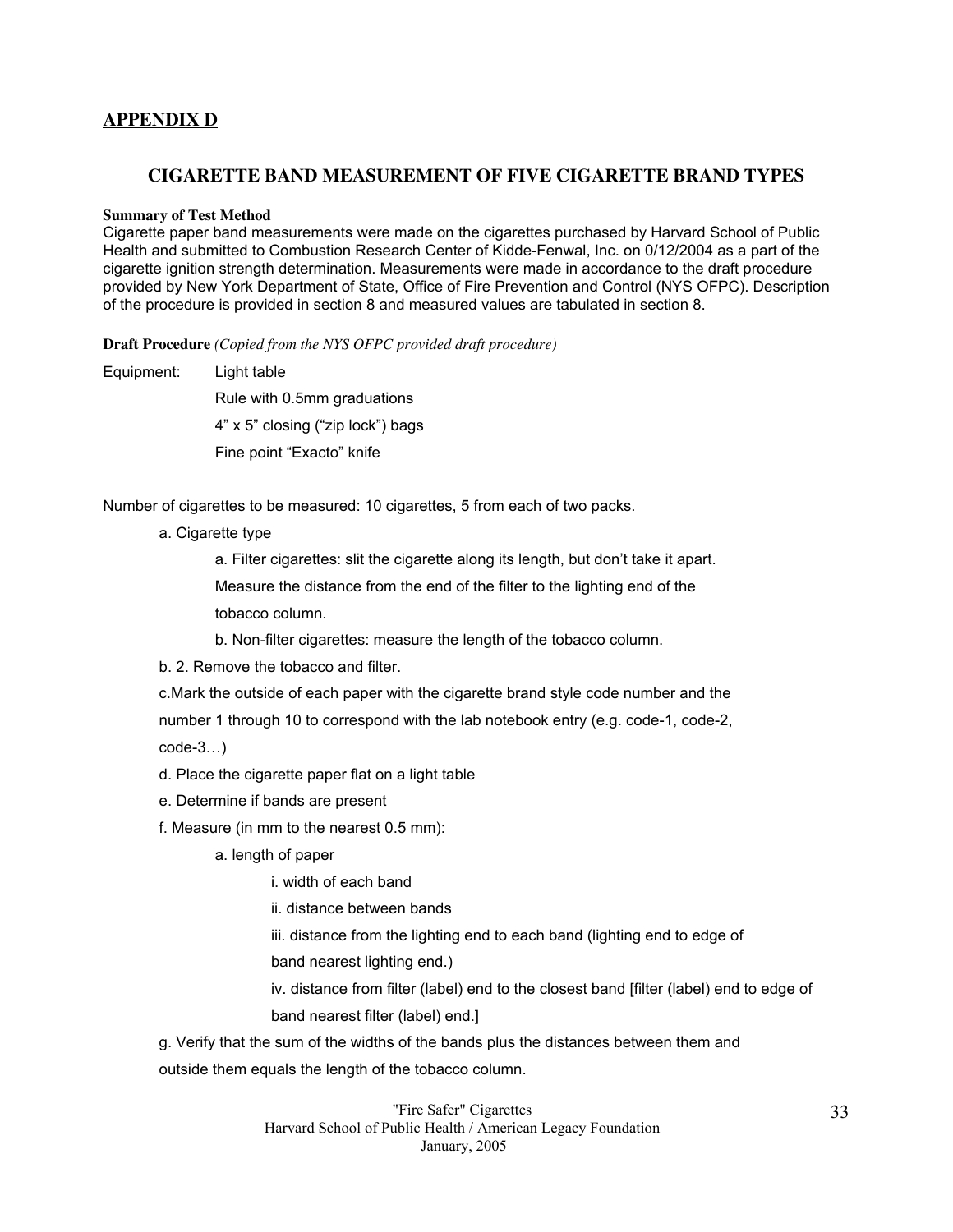## APPENDIX D

### CIGARETTE BAND MEASUREMENT OF FIVE CIGARETTE BRAND TYPES

**Summary of Test Method**

Cigarette paper band measurements were made on the cigarettes purchased by Harvard School of Public Health and submitted to Combustion Research Center of Kidde-Fenwal, Inc. on 0/12/2004 as a part of the cigarette ignition strength determination. Measurements were made in accordance to the draft procedure provided by New York Department of State, Office of Fire Prevention and Control (NYS OFPC). Description of the procedure is provided in section 8 and measured values are tabulated in section 8.

**Draft Procedure** *(Copied from the NYS OFPC provided draft procedure)*

Equipment: Light table

Rule with 0.5mm graduations

4" x 5" closing ("zip lock") bags

Fine point "Exacto" knife

Number of cigarettes to be measured: 10 cigarettes, 5 from each of two packs.

a. Cigarette type

 a. Filter cigarettes: slit the cigarette along its length, but don't take it apart. Measure the distance from the end of the filter to the lighting end of the tobacco column.

 b. Non-filter cigarettes: measure the length of the tobacco column.

b. 2. Remove the tobacco and filter.

c.Mark the outside of each paper with the cigarette brand style code number and the number 1 through 10 to correspond with the lab notebook entry (e.g. code-1, code-2, code-3…)

d. Place the cigarette paper flat on a light table

e. Determine if bands are present

f. Measure (in mm to the nearest 0.5 mm):

 a. length of paper

  i. width of each band

  ii. distance between bands

  iii. distance from the lighting end to each band (lighting end to edge of band nearest lighting end.)

  iv. distance from filter (label) end to the closest band [filter (label) end to edge of band nearest filter (label) end.]

g. Verify that the sum of the widths of the bands plus the distances between them and outside them equals the length of the tobacco column.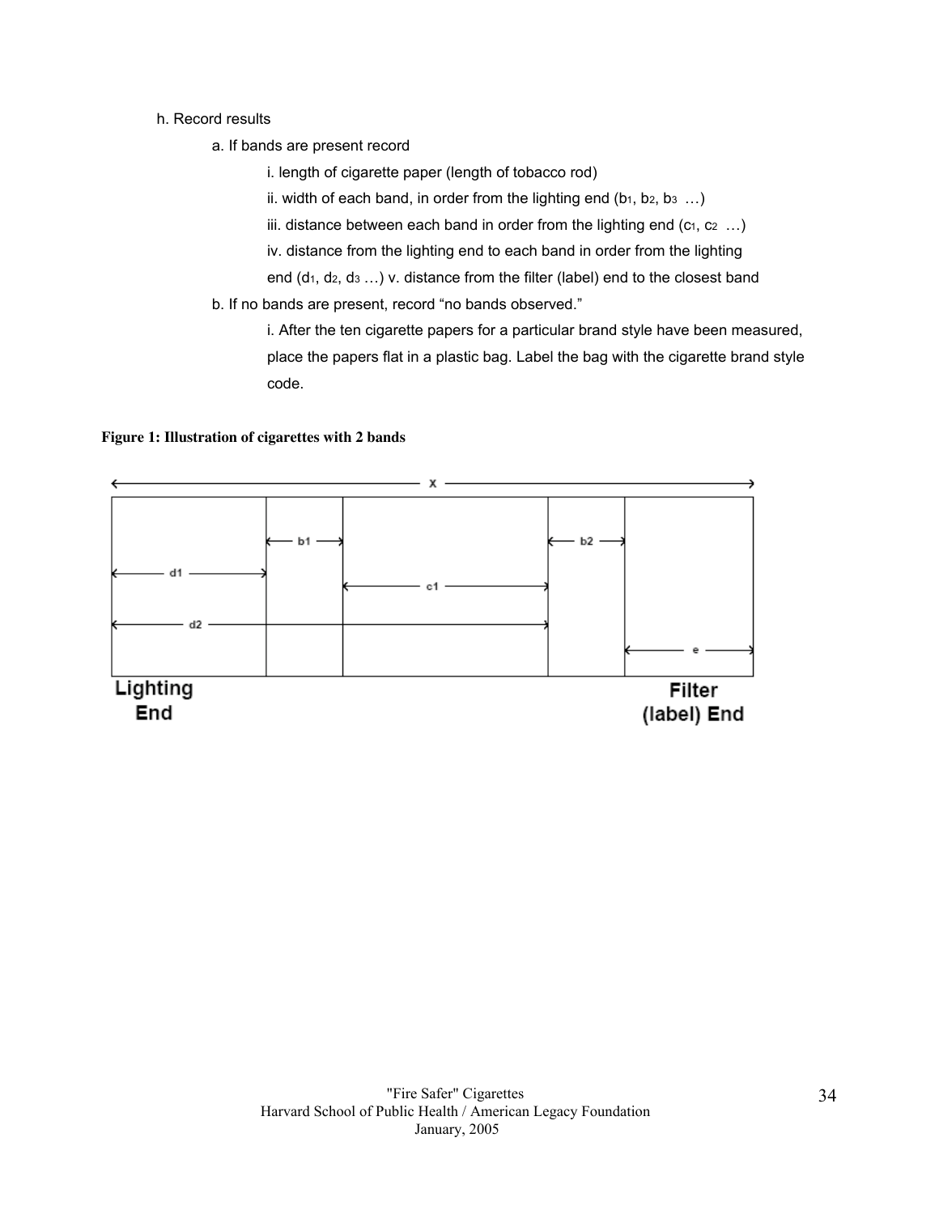h. Record results

a. If bands are present record

i. length of cigarette paper (length of tobacco rod)

ii. width of each band, in order from the lighting end ($b_1$, $b_2$, $b_3$ …)

iii. distance between each band in order from the lighting end ($c_1$, $c_2$ …)

iv. distance from the lighting end to each band in order from the lighting end ($d_1$, $d_2$, $d_3$ …) v. distance from the filter (label) end to the closest band

b. If no bands are present, record "no bands observed."

i. After the ten cigarette papers for a particular brand style have been measured, place the papers flat in a plastic bag. Label the bag with the cigarette brand style code.

**Figure 1: Illustration of cigarettes with 2 bands**

x

b1 b2

d1 c1

d2 e

Lighting End

Filter (label) End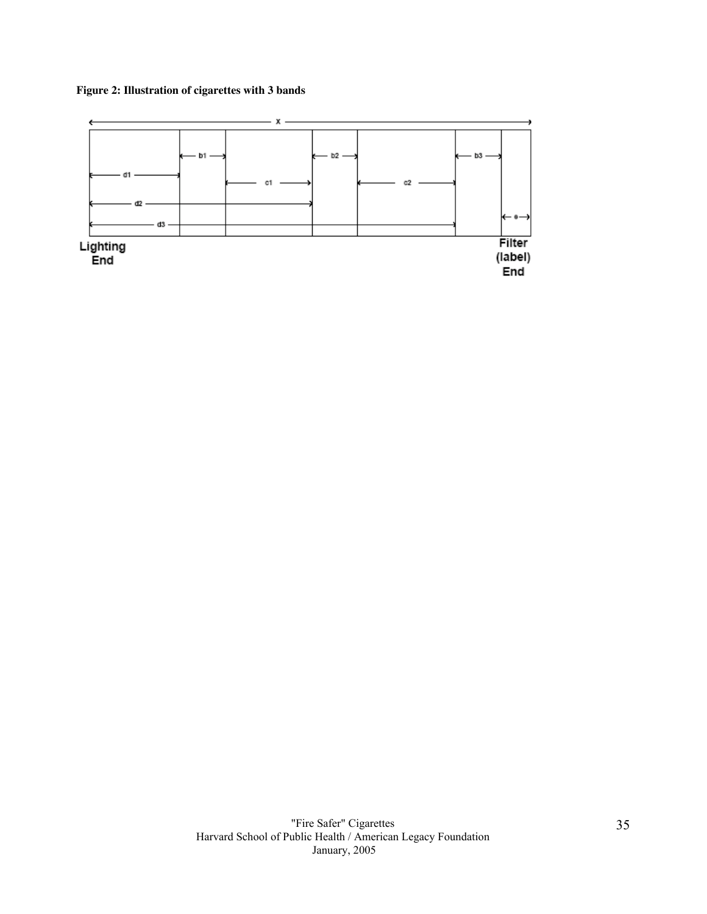**Figure 2: Illustration of cigarettes with 3 bands**

x

b1 b2 b3

d1 c1 c2

d2

d3 e

Lighting End

Filter (label) End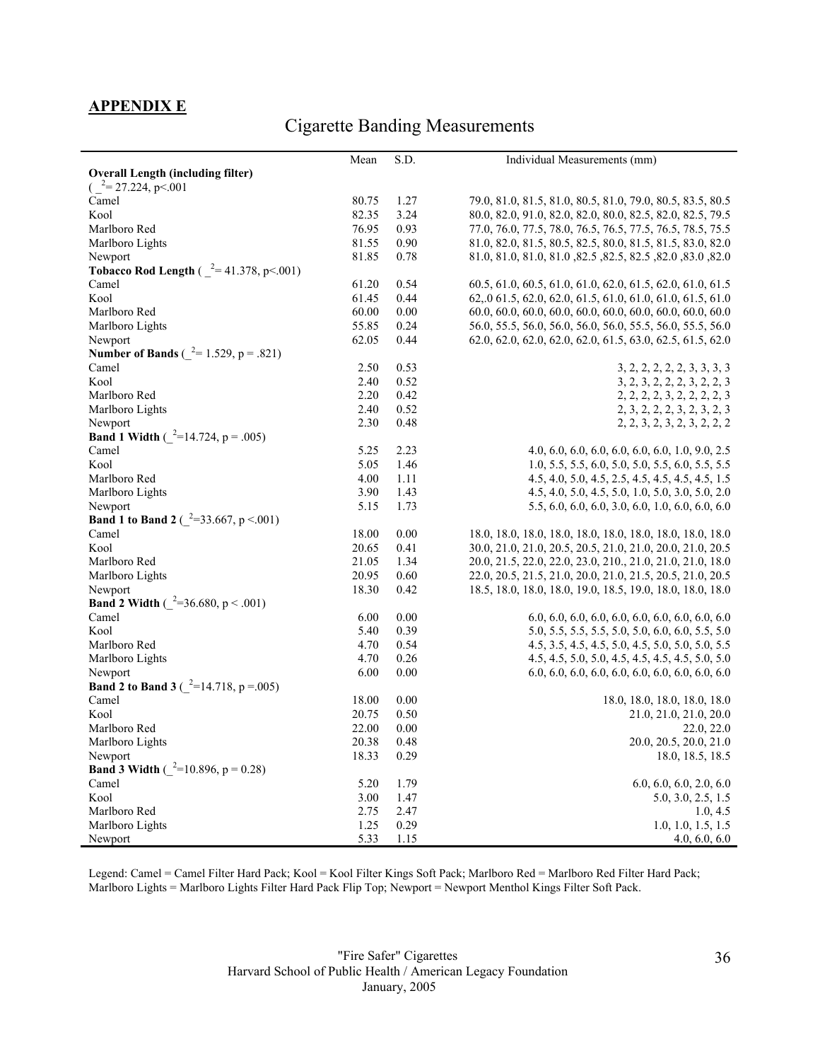## APPENDIX E

# Cigarette Banding Measurements

| | Mean | S.D. | Individual Measurements (mm) |
|---|---|---|---|
| **Overall Length (including filter)** ( $\_^2$= 27.224, p<.001 | | | |
| Camel | 80.75 | 1.27 | 79.0, 81.0, 81.5, 81.0, 80.5, 81.0, 79.0, 80.5, 83.5, 80.5 |
| Kool | 82.35 | 3.24 | 80.0, 82.0, 91.0, 82.0, 82.0, 80.0, 82.5, 82.0, 82.5, 79.5 |
| Marlboro Red | 76.95 | 0.93 | 77.0, 76.0, 77.5, 78.0, 76.5, 76.5, 77.5, 76.5, 78.5, 75.5 |
| Marlboro Lights | 81.55 | 0.90 | 81.0, 82.0, 81.5, 80.5, 82.5, 80.0, 81.5, 81.5, 83.0, 82.0 |
| Newport | 81.85 | 0.78 | 81.0, 81.0, 81.0, 81.0 ,82.5 ,82.5, 82.5 ,82.0 ,83.0 ,82.0 |
| **Tobacco Rod Length** ( $\_^2$= 41.378, p<.001) | | | |
| Camel | 61.20 | 0.54 | 60.5, 61.0, 60.5, 61.0, 61.0, 62.0, 61.5, 62.0, 61.0, 61.5 |
| Kool | 61.45 | 0.44 | 62,.0 61.5, 62.0, 62.0, 61.5, 61.0, 61.0, 61.0, 61.5, 61.0 |
| Marlboro Red | 60.00 | 0.00 | 60.0, 60.0, 60.0, 60.0, 60.0, 60.0, 60.0, 60.0, 60.0, 60.0 |
| Marlboro Lights | 55.85 | 0.24 | 56.0, 55.5, 56.0, 56.0, 56.0, 56.0, 55.5, 56.0, 55.5, 56.0 |
| Newport | 62.05 | 0.44 | 62.0, 62.0, 62.0, 62.0, 62.0, 61.5, 63.0, 62.5, 61.5, 62.0 |
| **Number of Bands** ( $\_^2$= 1.529, p = .821) | | | |
| Camel | 2.50 | 0.53 | 3, 2, 2, 2, 2, 2, 3, 3, 3, 3 |
| Kool | 2.40 | 0.52 | 3, 2, 3, 2, 2, 2, 3, 2, 2, 3 |
| Marlboro Red | 2.20 | 0.42 | 2, 2, 2, 2, 3, 2, 2, 2, 2, 3 |
| Marlboro Lights | 2.40 | 0.52 | 2, 3, 2, 2, 2, 3, 2, 3, 2, 3 |
| Newport | 2.30 | 0.48 | 2, 2, 3, 2, 3, 2, 3, 2, 2, 2 |
| **Band 1 Width** ( $\_^2$=14.724, p = .005) | | | |
| Camel | 5.25 | 2.23 | 4.0, 6.0, 6.0, 6.0, 6.0, 6.0, 6.0, 1.0, 9.0, 2.5 |
| Kool | 5.05 | 1.46 | 1.0, 5.5, 5.5, 6.0, 5.0, 5.0, 5.5, 6.0, 5.5, 5.5 |
| Marlboro Red | 4.00 | 1.11 | 4.5, 4.0, 5.0, 4.5, 2.5, 4.5, 4.5, 4.5, 4.5, 1.5 |
| Marlboro Lights | 3.90 | 1.43 | 4.5, 4.0, 5.0, 4.5, 5.0, 1.0, 5.0, 3.0, 5.0, 2.0 |
| Newport | 5.15 | 1.73 | 5.5, 6.0, 6.0, 6.0, 3.0, 6.0, 1.0, 6.0, 6.0, 6.0 |
| **Band 1 to Band 2** ( $\_^2$=33.667, p <.001) | | | |
| Camel | 18.00 | 0.00 | 18.0, 18.0, 18.0, 18.0, 18.0, 18.0, 18.0, 18.0, 18.0, 18.0 |
| Kool | 20.65 | 0.41 | 30.0, 21.0, 21.0, 20.5, 20.5, 21.0, 21.0, 20.0, 21.0, 20.5 |
| Marlboro Red | 21.05 | 1.34 | 20.0, 21.5, 22.0, 22.0, 23.0, 210., 21.0, 21.0, 21.0, 18.0 |
| Marlboro Lights | 20.95 | 0.60 | 22.0, 20.5, 21.5, 21.0, 20.0, 21.0, 21.5, 20.5, 21.0, 20.5 |
| Newport | 18.30 | 0.42 | 18.5, 18.0, 18.0, 18.0, 19.0, 18.5, 19.0, 18.0, 18.0, 18.0 |
| **Band 2 Width** ( $\_^2$=36.680, p < .001) | | | |
| Camel | 6.00 | 0.00 | 6.0, 6.0, 6.0, 6.0, 6.0, 6.0, 6.0, 6.0, 6.0, 6.0 |
| Kool | 5.40 | 0.39 | 5.0, 5.5, 5.5, 5.5, 5.0, 5.0, 6.0, 6.0, 5.5, 5.0 |
| Marlboro Red | 4.70 | 0.54 | 4.5, 3.5, 4.5, 4.5, 5.0, 4.5, 5.0, 5.0, 5.0, 5.5 |
| Marlboro Lights | 4.70 | 0.26 | 4.5, 4.5, 5.0, 5.0, 4.5, 4.5, 4.5, 4.5, 5.0, 5.0 |
| Newport | 6.00 | 0.00 | 6.0, 6.0, 6.0, 6.0, 6.0, 6.0, 6.0, 6.0, 6.0, 6.0 |
| **Band 2 to Band 3** ( $\_^2$=14.718, p =.005) | | | |
| Camel | 18.00 | 0.00 | 18.0, 18.0, 18.0, 18.0, 18.0 |
| Kool | 20.75 | 0.50 | 21.0, 21.0, 21.0, 20.0 |
| Marlboro Red | 22.00 | 0.00 | 22.0, 22.0 |
| Marlboro Lights | 20.38 | 0.48 | 20.0, 20.5, 20.0, 21.0 |
| Newport | 18.33 | 0.29 | 18.0, 18.5, 18.5 |
| **Band 3 Width** ( $\_^2$=10.896, p = 0.28) | | | |
| Camel | 5.20 | 1.79 | 6.0, 6.0, 6.0, 2.0, 6.0 |
| Kool | 3.00 | 1.47 | 5.0, 3.0, 2.5, 1.5 |
| Marlboro Red | 2.75 | 2.47 | 1.0, 4.5 |
| Marlboro Lights | 1.25 | 0.29 | 1.0, 1.0, 1.5, 1.5 |
| Newport | 5.33 | 1.15 | 4.0, 6.0, 6.0 |

Legend: Camel = Camel Filter Hard Pack; Kool = Kool Filter Kings Soft Pack; Marlboro Red = Marlboro Red Filter Hard Pack; Marlboro Lights = Marlboro Lights Filter Hard Pack Flip Top; Newport = Newport Menthol Kings Filter Soft Pack.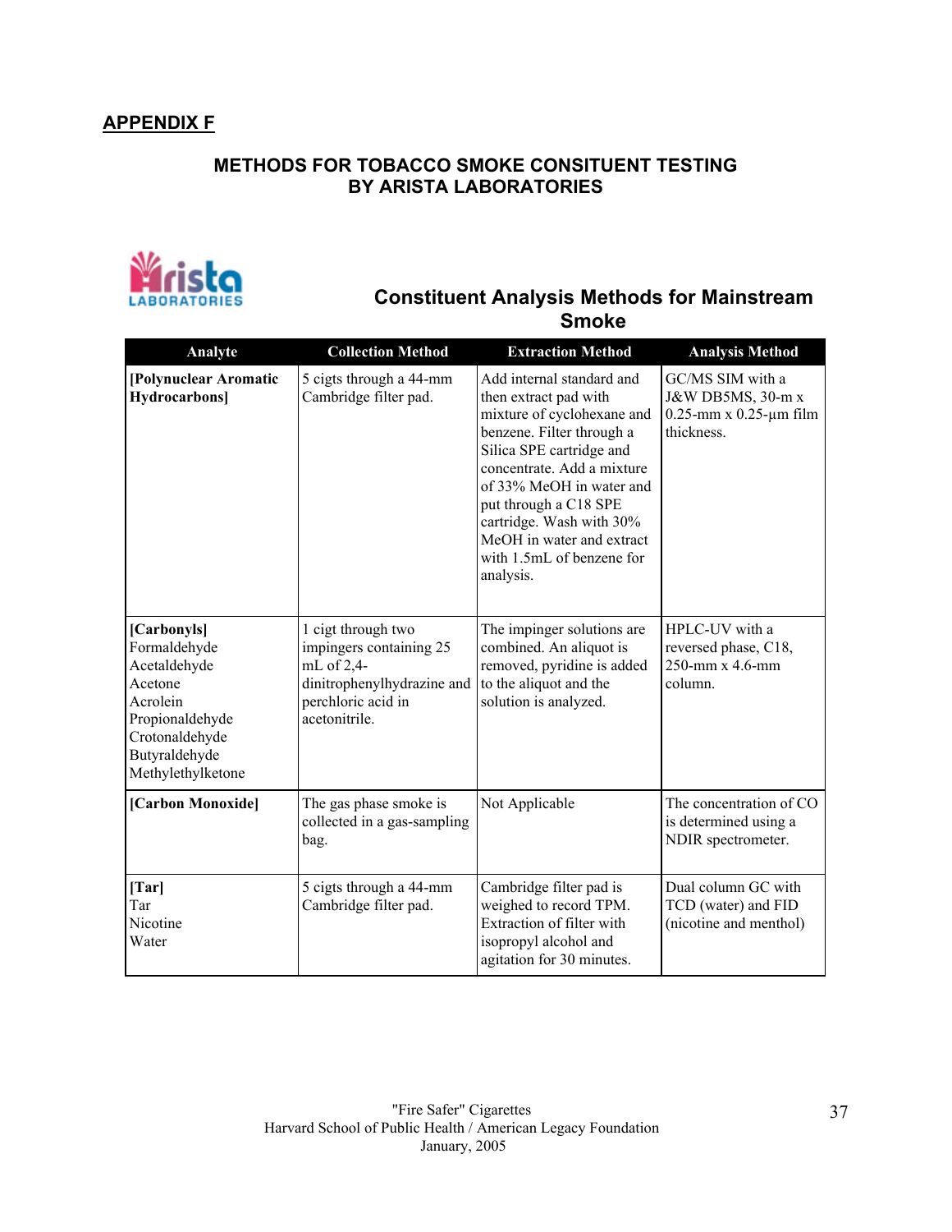## APPENDIX F

### METHODS FOR TOBACCO SMOKE CONSITUENT TESTING BY ARISTA LABORATORIES

Arista LABORATORIES

### Constituent Analysis Methods for Mainstream Smoke

| Analyte | Collection Method | Extraction Method | Analysis Method |
|---|---|---|---|
| **[Polynuclear Aromatic Hydrocarbons]** | 5 cigts through a 44-mm Cambridge filter pad. | Add internal standard and then extract pad with mixture of cyclohexane and benzene. Filter through a Silica SPE cartridge and concentrate. Add a mixture of 33% MeOH in water and put through a C18 SPE cartridge. Wash with 30% MeOH in water and extract with 1.5mL of benzene for analysis. | GC/MS SIM with a J&W DB5MS, 30-m x 0.25-mm x 0.25-µm film thickness. |
| **[Carbonyls]**<br>Formaldehyde<br>Acetaldehyde<br>Acetone<br>Acrolein<br>Propionaldehyde<br>Crotonaldehyde<br>Butyraldehyde<br>Methylethylketone | 1 cigt through two impingers containing 25 mL of 2,4-dinitrophenylhydrazine and perchloric acid in acetonitrile. | The impinger solutions are combined. An aliquot is removed, pyridine is added to the aliquot and the solution is analyzed. | HPLC-UV with a reversed phase, C18, 250-mm x 4.6-mm column. |
| **[Carbon Monoxide]** | The gas phase smoke is collected in a gas-sampling bag. | Not Applicable | The concentration of CO is determined using a NDIR spectrometer. |
| **[Tar]**<br>Tar<br>Nicotine<br>Water | 5 cigts through a 44-mm Cambridge filter pad. | Cambridge filter pad is weighed to record TPM. Extraction of filter with isopropyl alcohol and agitation for 30 minutes. | Dual column GC with TCD (water) and FID (nicotine and menthol) |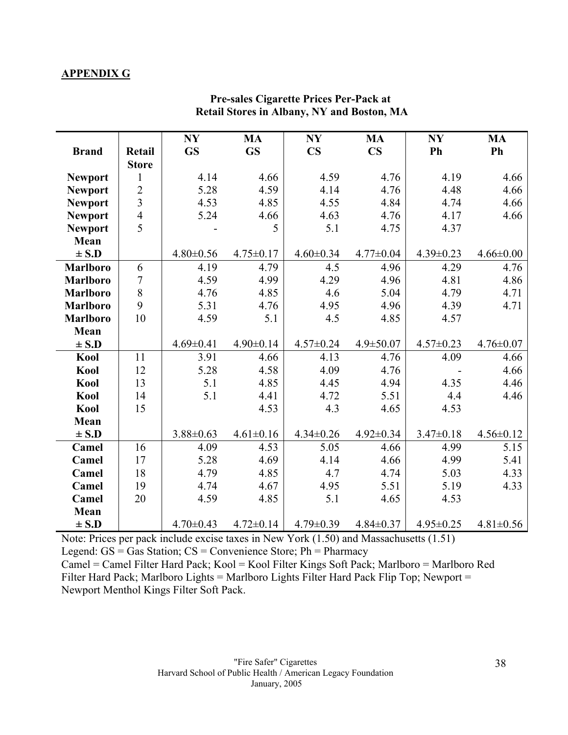**APPENDIX G**

**Pre-sales Cigarette Prices Per-Pack at Retail Stores in Albany, NY and Boston, MA**

| Brand | Retail Store | NY GS | MA GS | NY CS | MA CS | NY Ph | MA Ph |
|---|---|---|---|---|---|---|---|
| Newport | 1 | 4.14 | 4.66 | 4.59 | 4.76 | 4.19 | 4.66 |
| Newport | 2 | 5.28 | 4.59 | 4.14 | 4.76 | 4.48 | 4.66 |
| Newport | 3 | 4.53 | 4.85 | 4.55 | 4.84 | 4.74 | 4.66 |
| Newport | 4 | 5.24 | 4.66 | 4.63 | 4.76 | 4.17 | 4.66 |
| Newport | 5 | - | 5 | 5.1 | 4.75 | 4.37 | |
| Mean ± S.D | | 4.80±0.56 | 4.75±0.17 | 4.60±0.34 | 4.77±0.04 | 4.39±0.23 | 4.66±0.00 |
| Marlboro | 6 | 4.19 | 4.79 | 4.5 | 4.96 | 4.29 | 4.76 |
| Marlboro | 7 | 4.59 | 4.99 | 4.29 | 4.96 | 4.81 | 4.86 |
| Marlboro | 8 | 4.76 | 4.85 | 4.6 | 5.04 | 4.79 | 4.71 |
| Marlboro | 9 | 5.31 | 4.76 | 4.95 | 4.96 | 4.39 | 4.71 |
| Marlboro | 10 | 4.59 | 5.1 | 4.5 | 4.85 | 4.57 | |
| Mean ± S.D | | 4.69±0.41 | 4.90±0.14 | 4.57±0.24 | 4.9±50.07 | 4.57±0.23 | 4.76±0.07 |
| Kool | 11 | 3.91 | 4.66 | 4.13 | 4.76 | 4.09 | 4.66 |
| Kool | 12 | 5.28 | 4.58 | 4.09 | 4.76 | - | 4.66 |
| Kool | 13 | 5.1 | 4.85 | 4.45 | 4.94 | 4.35 | 4.46 |
| Kool | 14 | 5.1 | 4.41 | 4.72 | 5.51 | 4.4 | 4.46 |
| Kool | 15 | | 4.53 | 4.3 | 4.65 | 4.53 | |
| Mean ± S.D | | 3.88±0.63 | 4.61±0.16 | 4.34±0.26 | 4.92±0.34 | 3.47±0.18 | 4.56±0.12 |
| Camel | 16 | 4.09 | 4.53 | 5.05 | 4.66 | 4.99 | 5.15 |
| Camel | 17 | 5.28 | 4.69 | 4.14 | 4.66 | 4.99 | 5.41 |
| Camel | 18 | 4.79 | 4.85 | 4.7 | 4.74 | 5.03 | 4.33 |
| Camel | 19 | 4.74 | 4.67 | 4.95 | 5.51 | 5.19 | 4.33 |
| Camel | 20 | 4.59 | 4.85 | 5.1 | 4.65 | 4.53 | |
| Mean ± S.D | | 4.70±0.43 | 4.72±0.14 | 4.79±0.39 | 4.84±0.37 | 4.95±0.25 | 4.81±0.56 |

Note: Prices per pack include excise taxes in New York (1.50) and Massachusetts (1.51)
Legend: GS = Gas Station; CS = Convenience Store; Ph = Pharmacy
Camel = Camel Filter Hard Pack; Kool = Kool Filter Kings Soft Pack; Marlboro = Marlboro Red Filter Hard Pack; Marlboro Lights = Marlboro Lights Filter Hard Pack Flip Top; Newport = Newport Menthol Kings Filter Soft Pack.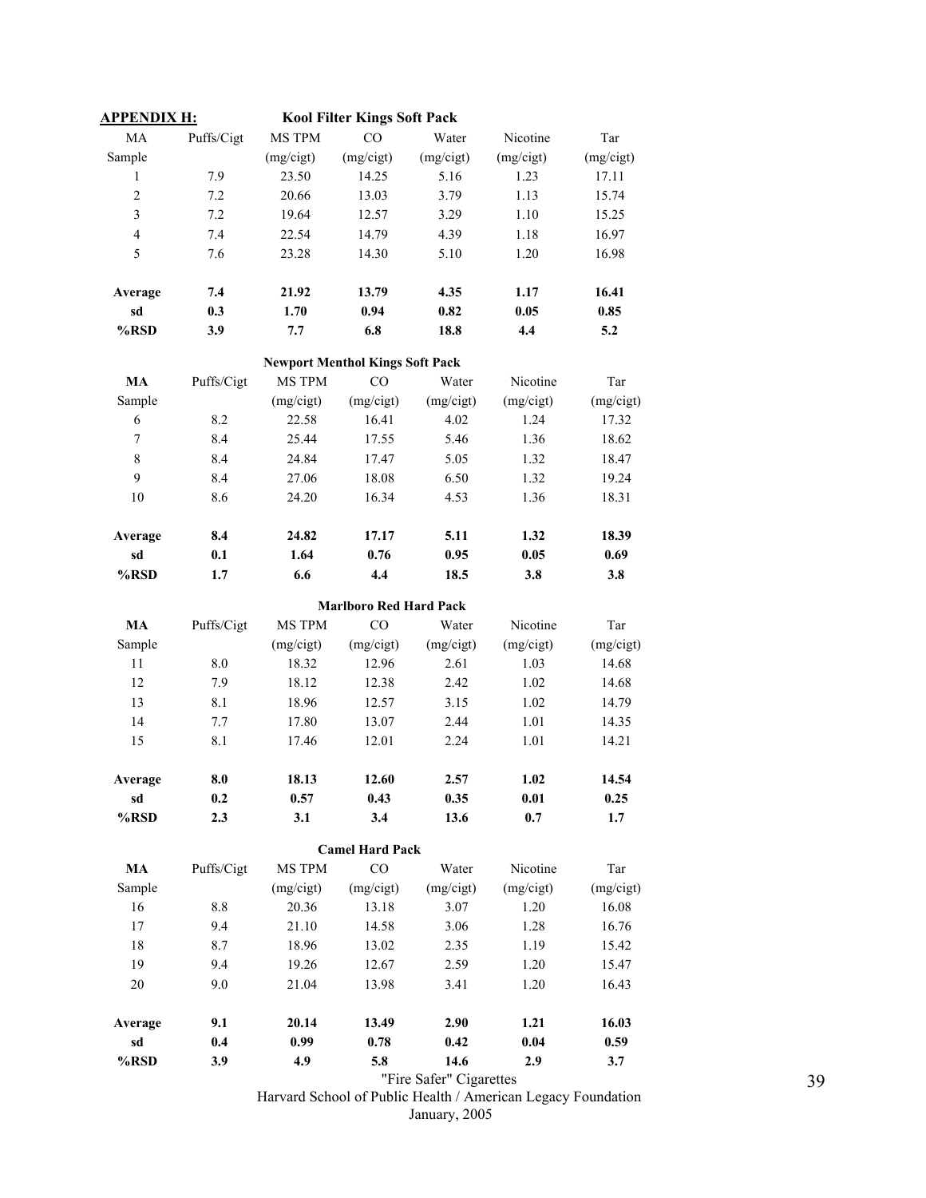**APPENDIX H:**

**Kool Filter Kings Soft Pack**

| MA Sample | Puffs/Cigt | MS TPM (mg/cigt) | CO (mg/cigt) | Water (mg/cigt) | Nicotine (mg/cigt) | Tar (mg/cigt) |
|---|---|---|---|---|---|---|
| 1 | 7.9 | 23.50 | 14.25 | 5.16 | 1.23 | 17.11 |
| 2 | 7.2 | 20.66 | 13.03 | 3.79 | 1.13 | 15.74 |
| 3 | 7.2 | 19.64 | 12.57 | 3.29 | 1.10 | 15.25 |
| 4 | 7.4 | 22.54 | 14.79 | 4.39 | 1.18 | 16.97 |
| 5 | 7.6 | 23.28 | 14.30 | 5.10 | 1.20 | 16.98 |
| **Average** | **7.4** | **21.92** | **13.79** | **4.35** | **1.17** | **16.41** |
| **sd** | **0.3** | **1.70** | **0.94** | **0.82** | **0.05** | **0.85** |
| **%RSD** | **3.9** | **7.7** | **6.8** | **18.8** | **4.4** | **5.2** |

**Newport Menthol Kings Soft Pack**

| MA Sample | Puffs/Cigt | MS TPM (mg/cigt) | CO (mg/cigt) | Water (mg/cigt) | Nicotine (mg/cigt) | Tar (mg/cigt) |
|---|---|---|---|---|---|---|
| 6 | 8.2 | 22.58 | 16.41 | 4.02 | 1.24 | 17.32 |
| 7 | 8.4 | 25.44 | 17.55 | 5.46 | 1.36 | 18.62 |
| 8 | 8.4 | 24.84 | 17.47 | 5.05 | 1.32 | 18.47 |
| 9 | 8.4 | 27.06 | 18.08 | 6.50 | 1.32 | 19.24 |
| 10 | 8.6 | 24.20 | 16.34 | 4.53 | 1.36 | 18.31 |
| **Average** | **8.4** | **24.82** | **17.17** | **5.11** | **1.32** | **18.39** |
| **sd** | **0.1** | **1.64** | **0.76** | **0.95** | **0.05** | **0.69** |
| **%RSD** | **1.7** | **6.6** | **4.4** | **18.5** | **3.8** | **3.8** |

**Marlboro Red Hard Pack**

| MA Sample | Puffs/Cigt | MS TPM (mg/cigt) | CO (mg/cigt) | Water (mg/cigt) | Nicotine (mg/cigt) | Tar (mg/cigt) |
|---|---|---|---|---|---|---|
| 11 | 8.0 | 18.32 | 12.96 | 2.61 | 1.03 | 14.68 |
| 12 | 7.9 | 18.12 | 12.38 | 2.42 | 1.02 | 14.68 |
| 13 | 8.1 | 18.96 | 12.57 | 3.15 | 1.02 | 14.79 |
| 14 | 7.7 | 17.80 | 13.07 | 2.44 | 1.01 | 14.35 |
| 15 | 8.1 | 17.46 | 12.01 | 2.24 | 1.01 | 14.21 |
| **Average** | **8.0** | **18.13** | **12.60** | **2.57** | **1.02** | **14.54** |
| **sd** | **0.2** | **0.57** | **0.43** | **0.35** | **0.01** | **0.25** |
| **%RSD** | **2.3** | **3.1** | **3.4** | **13.6** | **0.7** | **1.7** |

**Camel Hard Pack**

| MA Sample | Puffs/Cigt | MS TPM (mg/cigt) | CO (mg/cigt) | Water (mg/cigt) | Nicotine (mg/cigt) | Tar (mg/cigt) |
|---|---|---|---|---|---|---|
| 16 | 8.8 | 20.36 | 13.18 | 3.07 | 1.20 | 16.08 |
| 17 | 9.4 | 21.10 | 14.58 | 3.06 | 1.28 | 16.76 |
| 18 | 8.7 | 18.96 | 13.02 | 2.35 | 1.19 | 15.42 |
| 19 | 9.4 | 19.26 | 12.67 | 2.59 | 1.20 | 15.47 |
| 20 | 9.0 | 21.04 | 13.98 | 3.41 | 1.20 | 16.43 |
| **Average** | **9.1** | **20.14** | **13.49** | **2.90** | **1.21** | **16.03** |
| **sd** | **0.4** | **0.99** | **0.78** | **0.42** | **0.04** | **0.59** |
| **%RSD** | **3.9** | **4.9** | **5.8** | **14.6** | **2.9** | **3.7** |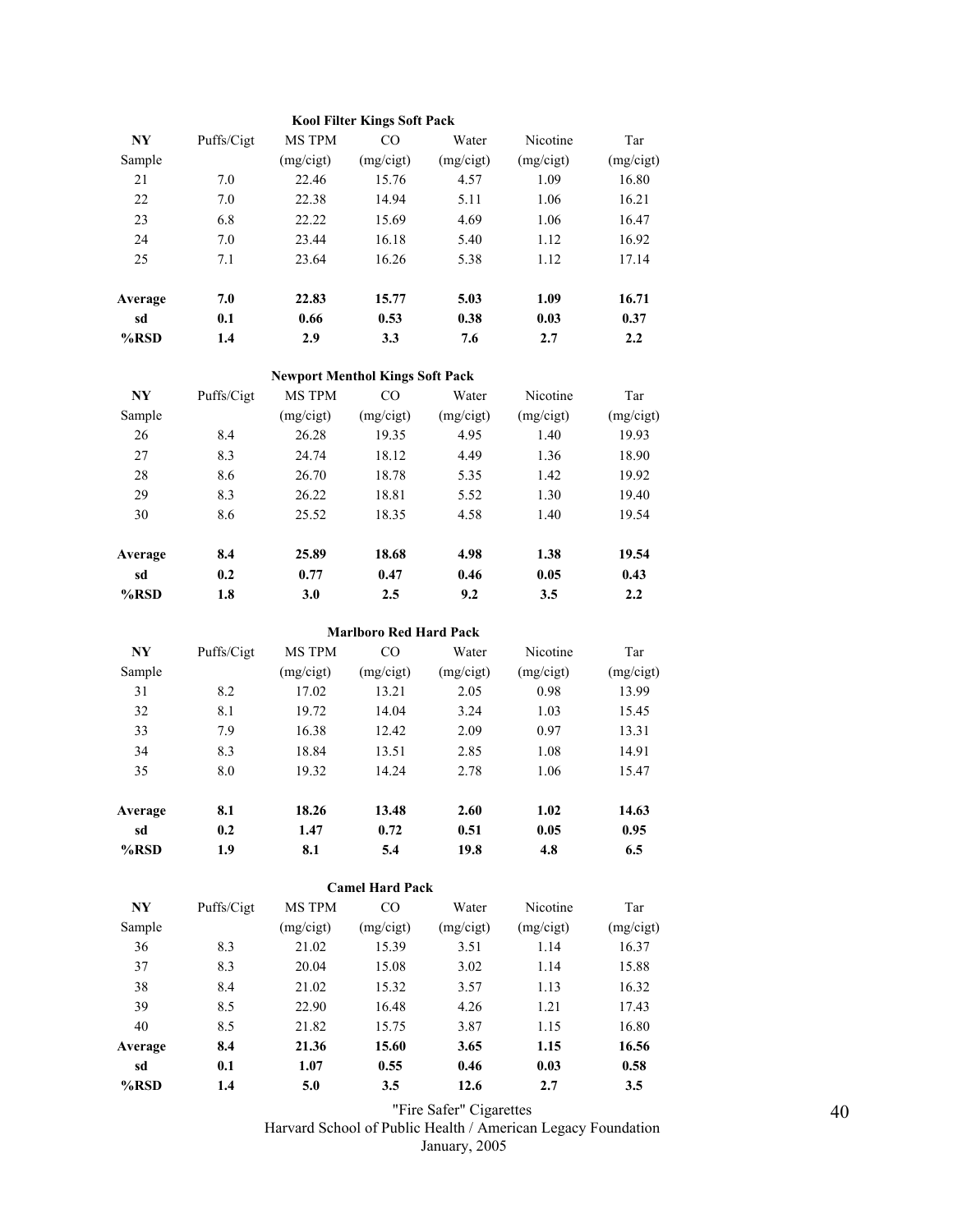**Kool Filter Kings Soft Pack**

| NY Sample | Puffs/Cigt | MS TPM (mg/cigt) | CO (mg/cigt) | Water (mg/cigt) | Nicotine (mg/cigt) | Tar (mg/cigt) |
|---|---|---|---|---|---|---|
| 21 | 7.0 | 22.46 | 15.76 | 4.57 | 1.09 | 16.80 |
| 22 | 7.0 | 22.38 | 14.94 | 5.11 | 1.06 | 16.21 |
| 23 | 6.8 | 22.22 | 15.69 | 4.69 | 1.06 | 16.47 |
| 24 | 7.0 | 23.44 | 16.18 | 5.40 | 1.12 | 16.92 |
| 25 | 7.1 | 23.64 | 16.26 | 5.38 | 1.12 | 17.14 |
| **Average** | **7.0** | **22.83** | **15.77** | **5.03** | **1.09** | **16.71** |
| **sd** | **0.1** | **0.66** | **0.53** | **0.38** | **0.03** | **0.37** |
| **%RSD** | **1.4** | **2.9** | **3.3** | **7.6** | **2.7** | **2.2** |

**Newport Menthol Kings Soft Pack**

| NY Sample | Puffs/Cigt | MS TPM (mg/cigt) | CO (mg/cigt) | Water (mg/cigt) | Nicotine (mg/cigt) | Tar (mg/cigt) |
|---|---|---|---|---|---|---|
| 26 | 8.4 | 26.28 | 19.35 | 4.95 | 1.40 | 19.93 |
| 27 | 8.3 | 24.74 | 18.12 | 4.49 | 1.36 | 18.90 |
| 28 | 8.6 | 26.70 | 18.78 | 5.35 | 1.42 | 19.92 |
| 29 | 8.3 | 26.22 | 18.81 | 5.52 | 1.30 | 19.40 |
| 30 | 8.6 | 25.52 | 18.35 | 4.58 | 1.40 | 19.54 |
| **Average** | **8.4** | **25.89** | **18.68** | **4.98** | **1.38** | **19.54** |
| **sd** | **0.2** | **0.77** | **0.47** | **0.46** | **0.05** | **0.43** |
| **%RSD** | **1.8** | **3.0** | **2.5** | **9.2** | **3.5** | **2.2** |

**Marlboro Red Hard Pack**

| NY Sample | Puffs/Cigt | MS TPM (mg/cigt) | CO (mg/cigt) | Water (mg/cigt) | Nicotine (mg/cigt) | Tar (mg/cigt) |
|---|---|---|---|---|---|---|
| 31 | 8.2 | 17.02 | 13.21 | 2.05 | 0.98 | 13.99 |
| 32 | 8.1 | 19.72 | 14.04 | 3.24 | 1.03 | 15.45 |
| 33 | 7.9 | 16.38 | 12.42 | 2.09 | 0.97 | 13.31 |
| 34 | 8.3 | 18.84 | 13.51 | 2.85 | 1.08 | 14.91 |
| 35 | 8.0 | 19.32 | 14.24 | 2.78 | 1.06 | 15.47 |
| **Average** | **8.1** | **18.26** | **13.48** | **2.60** | **1.02** | **14.63** |
| **sd** | **0.2** | **1.47** | **0.72** | **0.51** | **0.05** | **0.95** |
| **%RSD** | **1.9** | **8.1** | **5.4** | **19.8** | **4.8** | **6.5** |

**Camel Hard Pack**

| NY Sample | Puffs/Cigt | MS TPM (mg/cigt) | CO (mg/cigt) | Water (mg/cigt) | Nicotine (mg/cigt) | Tar (mg/cigt) |
|---|---|---|---|---|---|---|
| 36 | 8.3 | 21.02 | 15.39 | 3.51 | 1.14 | 16.37 |
| 37 | 8.3 | 20.04 | 15.08 | 3.02 | 1.14 | 15.88 |
| 38 | 8.4 | 21.02 | 15.32 | 3.57 | 1.13 | 16.32 |
| 39 | 8.5 | 22.90 | 16.48 | 4.26 | 1.21 | 17.43 |
| 40 | 8.5 | 21.82 | 15.75 | 3.87 | 1.15 | 16.80 |
| **Average** | **8.4** | **21.36** | **15.60** | **3.65** | **1.15** | **16.56** |
| **sd** | **0.1** | **1.07** | **0.55** | **0.46** | **0.03** | **0.58** |
| **%RSD** | **1.4** | **5.0** | **3.5** | **12.6** | **2.7** | **3.5** |